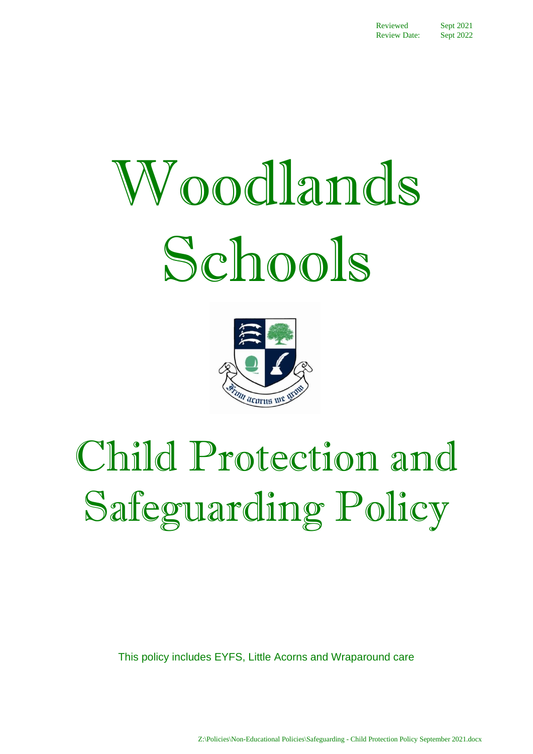| Reviewed | Sept 2021 |
| --- | --- |
| Review Date: | Sept 2022 |

# Woodlands Schools

From acorns we grow

# Child Protection and Safeguarding Policy

This policy includes EYFS, Little Acorns and Wraparound care

Z:\Policies\Non-Educational Policies\Safeguarding - Child Protection Policy September 2021.docx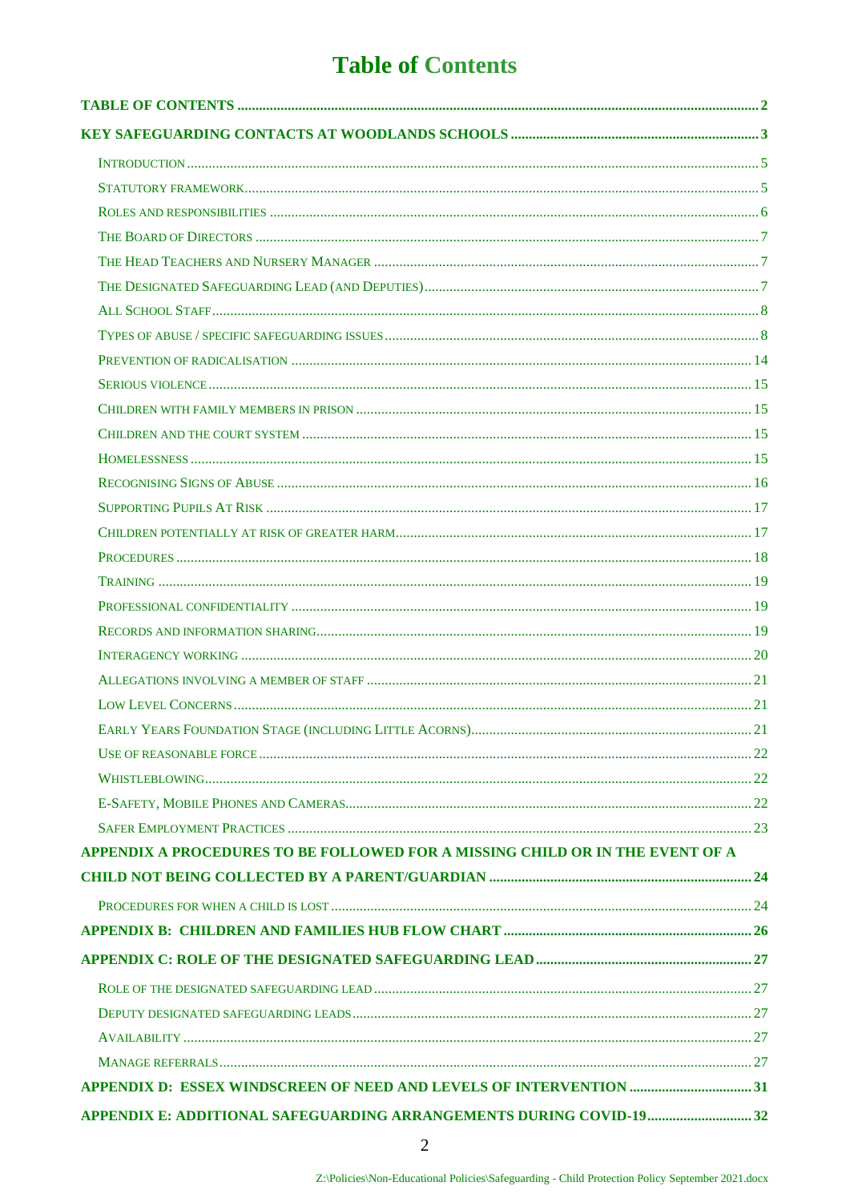# Table of Contents

TABLE OF CONTENTS ..... 2

KEY SAFEGUARDING CONTACTS AT WOODLANDS SCHOOLS ..... 3

- INTRODUCTION ..... 5
- STATUTORY FRAMEWORK ..... 5
- ROLES AND RESPONSIBILITIES ..... 6
- THE BOARD OF DIRECTORS ..... 7
- THE HEAD TEACHERS AND NURSERY MANAGER ..... 7
- THE DESIGNATED SAFEGUARDING LEAD (AND DEPUTIES) ..... 7
- ALL SCHOOL STAFF ..... 8
- TYPES OF ABUSE / SPECIFIC SAFEGUARDING ISSUES ..... 8
- PREVENTION OF RADICALISATION ..... 14
- SERIOUS VIOLENCE ..... 15
- CHILDREN WITH FAMILY MEMBERS IN PRISON ..... 15
- CHILDREN AND THE COURT SYSTEM ..... 15
- HOMELESSNESS ..... 15
- RECOGNISING SIGNS OF ABUSE ..... 16
- SUPPORTING PUPILS AT RISK ..... 17
- CHILDREN POTENTIALLY AT RISK OF GREATER HARM ..... 17
- PROCEDURES ..... 18
- TRAINING ..... 19
- PROFESSIONAL CONFIDENTIALITY ..... 19
- RECORDS AND INFORMATION SHARING ..... 19
- INTERAGENCY WORKING ..... 20
- ALLEGATIONS INVOLVING A MEMBER OF STAFF ..... 21
- LOW LEVEL CONCERNS ..... 21
- EARLY YEARS FOUNDATION STAGE (INCLUDING LITTLE ACORNS) ..... 21
- USE OF REASONABLE FORCE ..... 22
- WHISTLEBLOWING ..... 22
- E-SAFETY, MOBILE PHONES AND CAMERAS ..... 22
- SAFER EMPLOYMENT PRACTICES ..... 23

APPENDIX A PROCEDURES TO BE FOLLOWED FOR A MISSING CHILD OR IN THE EVENT OF A CHILD NOT BEING COLLECTED BY A PARENT/GUARDIAN ..... 24

- PROCEDURES FOR WHEN A CHILD IS LOST ..... 24

APPENDIX B: CHILDREN AND FAMILIES HUB FLOW CHART ..... 26

APPENDIX C: ROLE OF THE DESIGNATED SAFEGUARDING LEAD ..... 27

- ROLE OF THE DESIGNATED SAFEGUARDING LEAD ..... 27
- DEPUTY DESIGNATED SAFEGUARDING LEADS ..... 27
- AVAILABILITY ..... 27
- MANAGE REFERRALS ..... 27

APPENDIX D: ESSEX WINDSCREEN OF NEED AND LEVELS OF INTERVENTION ..... 31

APPENDIX E: ADDITIONAL SAFEGUARDING ARRANGEMENTS DURING COVID-19 ..... 32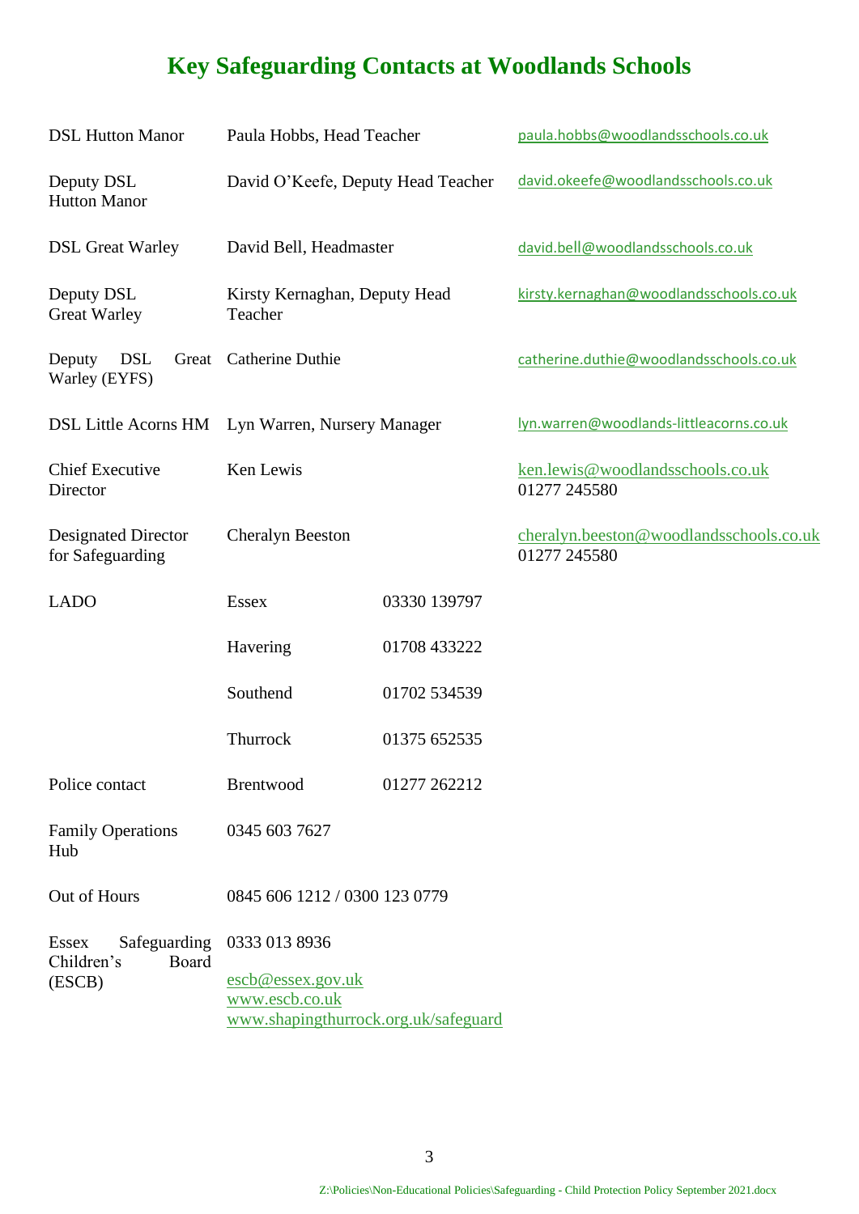# Key Safeguarding Contacts at Woodlands Schools

| | | | |
|---|---|---|---|
| DSL Hutton Manor | Paula Hobbs, Head Teacher | | paula.hobbs@woodlandsschools.co.uk |
| Deputy DSL Hutton Manor | David O'Keefe, Deputy Head Teacher | | david.okeefe@woodlandsschools.co.uk |
| DSL Great Warley | David Bell, Headmaster | | david.bell@woodlandsschools.co.uk |
| Deputy DSL Great Warley | Kirsty Kernaghan, Deputy Head Teacher | | kirsty.kernaghan@woodlandsschools.co.uk |
| Deputy DSL Great Warley (EYFS) | Catherine Duthie | | catherine.duthie@woodlandsschools.co.uk |
| DSL Little Acorns HM | Lyn Warren, Nursery Manager | | lyn.warren@woodlands-littleacorns.co.uk |
| Chief Executive Director | Ken Lewis | | ken.lewis@woodlandsschools.co.uk 01277 245580 |
| Designated Director for Safeguarding | Cheralyn Beeston | | cheralyn.beeston@woodlandsschools.co.uk 01277 245580 |
| LADO | Essex | 03330 139797 | |
| | Havering | 01708 433222 | |
| | Southend | 01702 534539 | |
| | Thurrock | 01375 652535 | |
| Police contact | Brentwood | 01277 262212 | |
| Family Operations Hub | 0345 603 7627 | | |
| Out of Hours | 0845 606 1212 / 0300 123 0779 | | |
| Essex Safeguarding Children's Board (ESCB) | 0333 013 8936<br>escb@essex.gov.uk<br>www.escb.co.uk<br>www.shapingthurrock.org.uk/safeguard | | |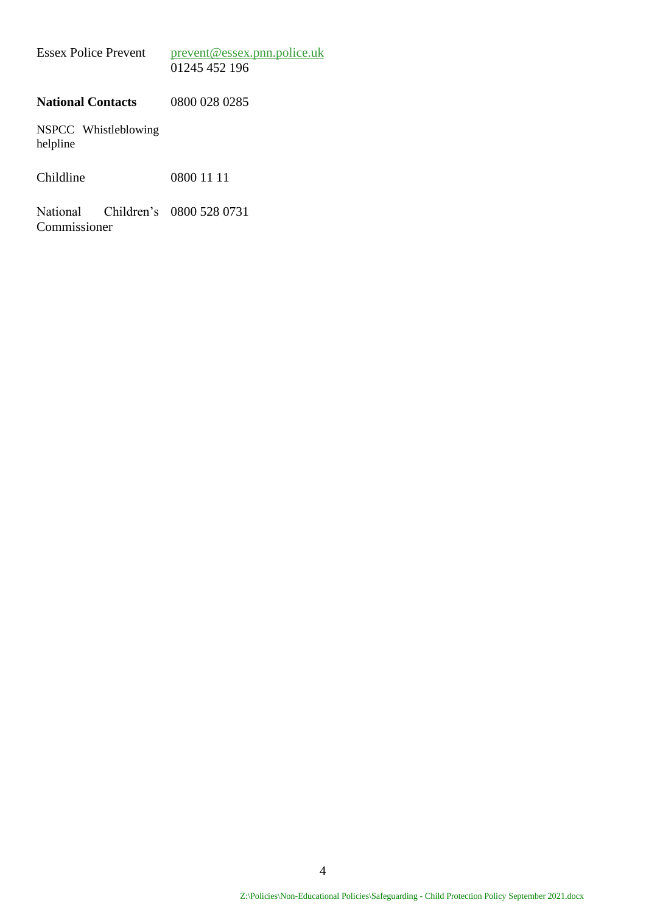| | |
|---|---|
| Essex Police Prevent | prevent@essex.pnn.police.uk<br>01245 452 196 |
| **National Contacts** | 0800 028 0285 |
| NSPCC Whistleblowing helpline | |
| Childline | 0800 11 11 |
| National Children's Commissioner | 0800 528 0731 |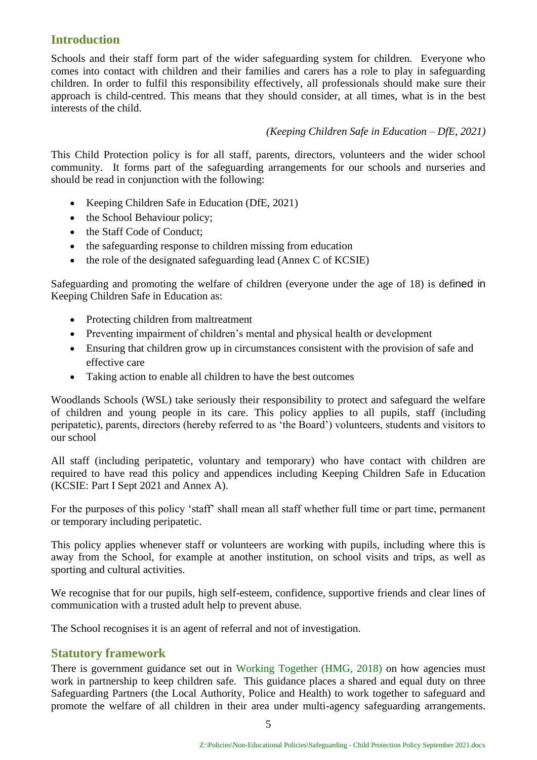## Introduction

Schools and their staff form part of the wider safeguarding system for children. Everyone who comes into contact with children and their families and carers has a role to play in safeguarding children. In order to fulfil this responsibility effectively, all professionals should make sure their approach is child-centred. This means that they should consider, at all times, what is in the best interests of the child.

*(Keeping Children Safe in Education – DfE, 2021)*

This Child Protection policy is for all staff, parents, directors, volunteers and the wider school community. It forms part of the safeguarding arrangements for our schools and nurseries and should be read in conjunction with the following:

- Keeping Children Safe in Education (DfE, 2021)
- the School Behaviour policy;
- the Staff Code of Conduct;
- the safeguarding response to children missing from education
- the role of the designated safeguarding lead (Annex C of KCSIE)

Safeguarding and promoting the welfare of children (everyone under the age of 18) is defined in Keeping Children Safe in Education as:

- Protecting children from maltreatment
- Preventing impairment of children's mental and physical health or development
- Ensuring that children grow up in circumstances consistent with the provision of safe and effective care
- Taking action to enable all children to have the best outcomes

Woodlands Schools (WSL) take seriously their responsibility to protect and safeguard the welfare of children and young people in its care. This policy applies to all pupils, staff (including peripatetic), parents, directors (hereby referred to as 'the Board') volunteers, students and visitors to our school

All staff (including peripatetic, voluntary and temporary) who have contact with children are required to have read this policy and appendices including Keeping Children Safe in Education (KCSIE: Part I Sept 2021 and Annex A).

For the purposes of this policy 'staff' shall mean all staff whether full time or part time, permanent or temporary including peripatetic.

This policy applies whenever staff or volunteers are working with pupils, including where this is away from the School, for example at another institution, on school visits and trips, as well as sporting and cultural activities.

We recognise that for our pupils, high self-esteem, confidence, supportive friends and clear lines of communication with a trusted adult help to prevent abuse.

The School recognises it is an agent of referral and not of investigation.

## Statutory framework

There is government guidance set out in Working Together (HMG, 2018) on how agencies must work in partnership to keep children safe. This guidance places a shared and equal duty on three Safeguarding Partners (the Local Authority, Police and Health) to work together to safeguard and promote the welfare of all children in their area under multi-agency safeguarding arrangements.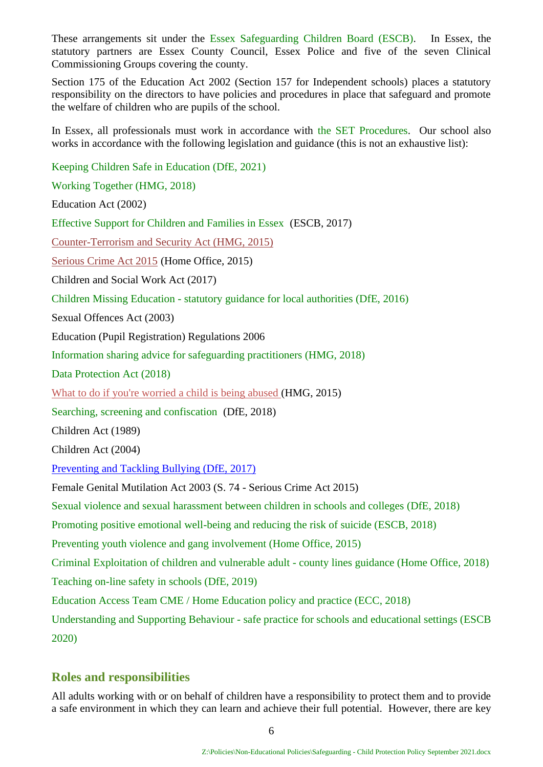These arrangements sit under the Essex Safeguarding Children Board (ESCB). In Essex, the statutory partners are Essex County Council, Essex Police and five of the seven Clinical Commissioning Groups covering the county.

Section 175 of the Education Act 2002 (Section 157 for Independent schools) places a statutory responsibility on the directors to have policies and procedures in place that safeguard and promote the welfare of children who are pupils of the school.

In Essex, all professionals must work in accordance with the SET Procedures. Our school also works in accordance with the following legislation and guidance (this is not an exhaustive list):

Keeping Children Safe in Education (DfE, 2021)

Working Together (HMG, 2018)

Education Act (2002)

Effective Support for Children and Families in Essex (ESCB, 2017)

Counter-Terrorism and Security Act (HMG, 2015)

Serious Crime Act 2015 (Home Office, 2015)

Children and Social Work Act (2017)

Children Missing Education - statutory guidance for local authorities (DfE, 2016)

Sexual Offences Act (2003)

Education (Pupil Registration) Regulations 2006

Information sharing advice for safeguarding practitioners (HMG, 2018)

Data Protection Act (2018)

What to do if you're worried a child is being abused (HMG, 2015)

Searching, screening and confiscation (DfE, 2018)

Children Act (1989)

Children Act (2004)

Preventing and Tackling Bullying (DfE, 2017)

Female Genital Mutilation Act 2003 (S. 74 - Serious Crime Act 2015)

Sexual violence and sexual harassment between children in schools and colleges (DfE, 2018)

Promoting positive emotional well-being and reducing the risk of suicide (ESCB, 2018)

Preventing youth violence and gang involvement (Home Office, 2015)

Criminal Exploitation of children and vulnerable adult - county lines guidance (Home Office, 2018)

Teaching on-line safety in schools (DfE, 2019)

Education Access Team CME / Home Education policy and practice (ECC, 2018)

Understanding and Supporting Behaviour - safe practice for schools and educational settings (ESCB 2020)

## Roles and responsibilities

All adults working with or on behalf of children have a responsibility to protect them and to provide a safe environment in which they can learn and achieve their full potential. However, there are key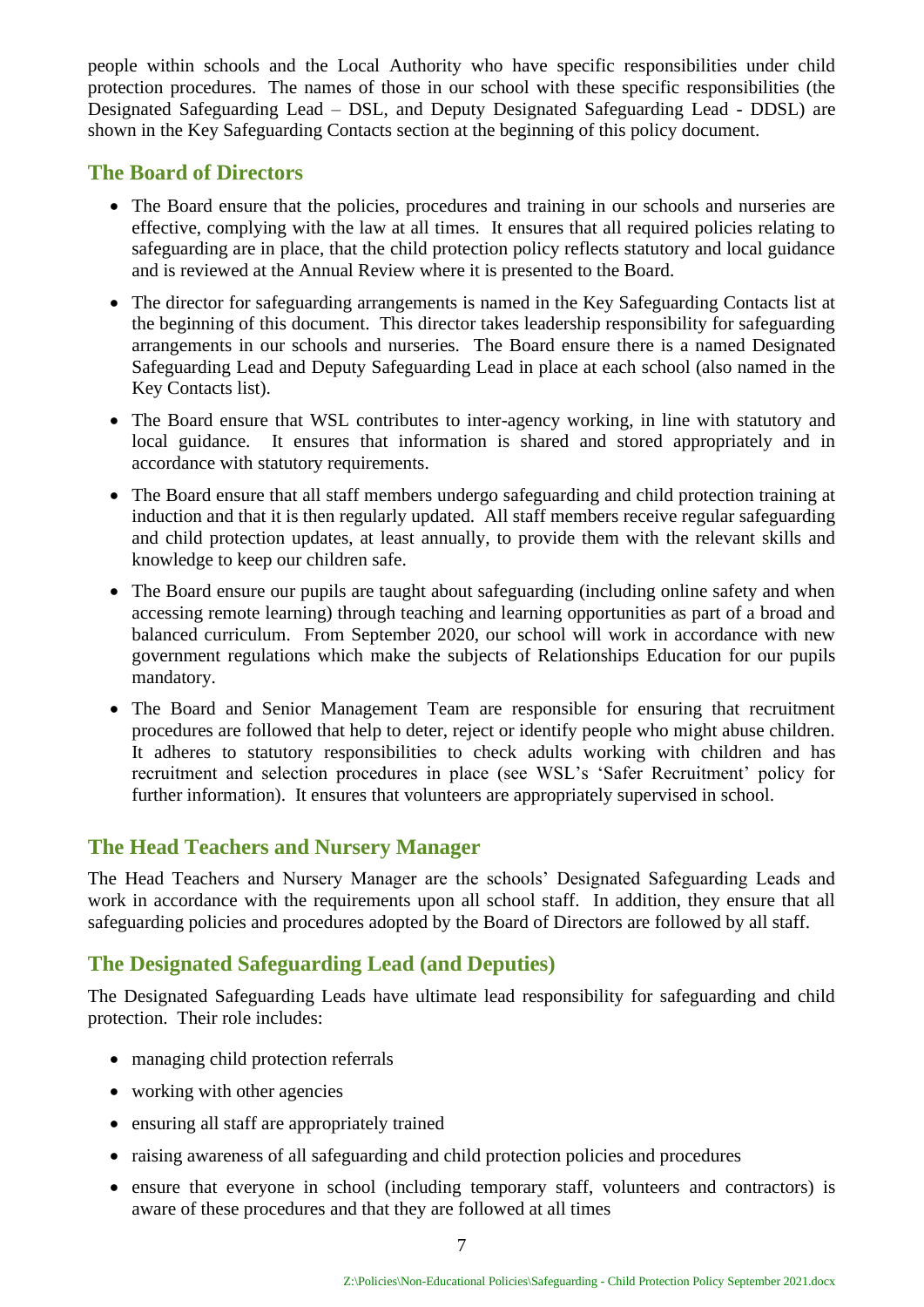people within schools and the Local Authority who have specific responsibilities under child protection procedures. The names of those in our school with these specific responsibilities (the Designated Safeguarding Lead – DSL, and Deputy Designated Safeguarding Lead - DDSL) are shown in the Key Safeguarding Contacts section at the beginning of this policy document.

## The Board of Directors

- The Board ensure that the policies, procedures and training in our schools and nurseries are effective, complying with the law at all times. It ensures that all required policies relating to safeguarding are in place, that the child protection policy reflects statutory and local guidance and is reviewed at the Annual Review where it is presented to the Board.
- The director for safeguarding arrangements is named in the Key Safeguarding Contacts list at the beginning of this document. This director takes leadership responsibility for safeguarding arrangements in our schools and nurseries. The Board ensure there is a named Designated Safeguarding Lead and Deputy Safeguarding Lead in place at each school (also named in the Key Contacts list).
- The Board ensure that WSL contributes to inter-agency working, in line with statutory and local guidance. It ensures that information is shared and stored appropriately and in accordance with statutory requirements.
- The Board ensure that all staff members undergo safeguarding and child protection training at induction and that it is then regularly updated. All staff members receive regular safeguarding and child protection updates, at least annually, to provide them with the relevant skills and knowledge to keep our children safe.
- The Board ensure our pupils are taught about safeguarding (including online safety and when accessing remote learning) through teaching and learning opportunities as part of a broad and balanced curriculum. From September 2020, our school will work in accordance with new government regulations which make the subjects of Relationships Education for our pupils mandatory.
- The Board and Senior Management Team are responsible for ensuring that recruitment procedures are followed that help to deter, reject or identify people who might abuse children. It adheres to statutory responsibilities to check adults working with children and has recruitment and selection procedures in place (see WSL's 'Safer Recruitment' policy for further information). It ensures that volunteers are appropriately supervised in school.

## The Head Teachers and Nursery Manager

The Head Teachers and Nursery Manager are the schools' Designated Safeguarding Leads and work in accordance with the requirements upon all school staff. In addition, they ensure that all safeguarding policies and procedures adopted by the Board of Directors are followed by all staff.

## The Designated Safeguarding Lead (and Deputies)

The Designated Safeguarding Leads have ultimate lead responsibility for safeguarding and child protection. Their role includes:

- managing child protection referrals
- working with other agencies
- ensuring all staff are appropriately trained
- raising awareness of all safeguarding and child protection policies and procedures
- ensure that everyone in school (including temporary staff, volunteers and contractors) is aware of these procedures and that they are followed at all times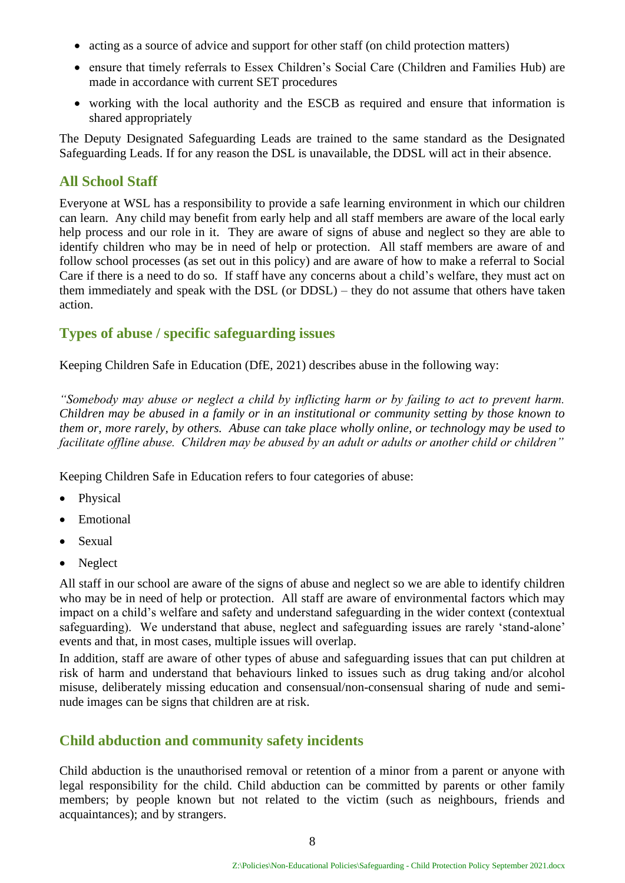- acting as a source of advice and support for other staff (on child protection matters)
- ensure that timely referrals to Essex Children's Social Care (Children and Families Hub) are made in accordance with current SET procedures
- working with the local authority and the ESCB as required and ensure that information is shared appropriately

The Deputy Designated Safeguarding Leads are trained to the same standard as the Designated Safeguarding Leads. If for any reason the DSL is unavailable, the DDSL will act in their absence.

## All School Staff

Everyone at WSL has a responsibility to provide a safe learning environment in which our children can learn. Any child may benefit from early help and all staff members are aware of the local early help process and our role in it. They are aware of signs of abuse and neglect so they are able to identify children who may be in need of help or protection. All staff members are aware of and follow school processes (as set out in this policy) and are aware of how to make a referral to Social Care if there is a need to do so. If staff have any concerns about a child's welfare, they must act on them immediately and speak with the DSL (or DDSL) – they do not assume that others have taken action.

## Types of abuse / specific safeguarding issues

Keeping Children Safe in Education (DfE, 2021) describes abuse in the following way:

*"Somebody may abuse or neglect a child by inflicting harm or by failing to act to prevent harm. Children may be abused in a family or in an institutional or community setting by those known to them or, more rarely, by others. Abuse can take place wholly online, or technology may be used to facilitate offline abuse. Children may be abused by an adult or adults or another child or children"*

Keeping Children Safe in Education refers to four categories of abuse:

- Physical
- Emotional
- Sexual
- Neglect

All staff in our school are aware of the signs of abuse and neglect so we are able to identify children who may be in need of help or protection. All staff are aware of environmental factors which may impact on a child's welfare and safety and understand safeguarding in the wider context (contextual safeguarding). We understand that abuse, neglect and safeguarding issues are rarely 'stand-alone' events and that, in most cases, multiple issues will overlap.

In addition, staff are aware of other types of abuse and safeguarding issues that can put children at risk of harm and understand that behaviours linked to issues such as drug taking and/or alcohol misuse, deliberately missing education and consensual/non-consensual sharing of nude and semi-nude images can be signs that children are at risk.

## Child abduction and community safety incidents

Child abduction is the unauthorised removal or retention of a minor from a parent or anyone with legal responsibility for the child. Child abduction can be committed by parents or other family members; by people known but not related to the victim (such as neighbours, friends and acquaintances); and by strangers.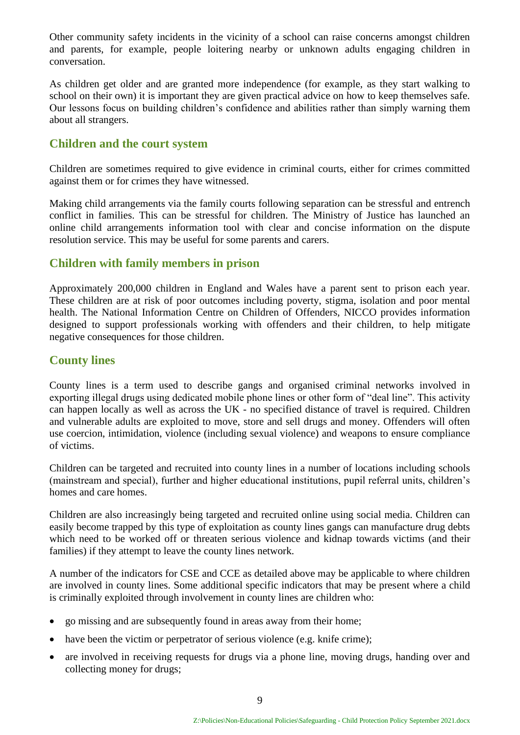Other community safety incidents in the vicinity of a school can raise concerns amongst children and parents, for example, people loitering nearby or unknown adults engaging children in conversation.

As children get older and are granted more independence (for example, as they start walking to school on their own) it is important they are given practical advice on how to keep themselves safe. Our lessons focus on building children's confidence and abilities rather than simply warning them about all strangers.

## Children and the court system

Children are sometimes required to give evidence in criminal courts, either for crimes committed against them or for crimes they have witnessed.

Making child arrangements via the family courts following separation can be stressful and entrench conflict in families. This can be stressful for children. The Ministry of Justice has launched an online child arrangements information tool with clear and concise information on the dispute resolution service. This may be useful for some parents and carers.

## Children with family members in prison

Approximately 200,000 children in England and Wales have a parent sent to prison each year. These children are at risk of poor outcomes including poverty, stigma, isolation and poor mental health. The National Information Centre on Children of Offenders, NICCO provides information designed to support professionals working with offenders and their children, to help mitigate negative consequences for those children.

## County lines

County lines is a term used to describe gangs and organised criminal networks involved in exporting illegal drugs using dedicated mobile phone lines or other form of "deal line". This activity can happen locally as well as across the UK - no specified distance of travel is required. Children and vulnerable adults are exploited to move, store and sell drugs and money. Offenders will often use coercion, intimidation, violence (including sexual violence) and weapons to ensure compliance of victims.

Children can be targeted and recruited into county lines in a number of locations including schools (mainstream and special), further and higher educational institutions, pupil referral units, children's homes and care homes.

Children are also increasingly being targeted and recruited online using social media. Children can easily become trapped by this type of exploitation as county lines gangs can manufacture drug debts which need to be worked off or threaten serious violence and kidnap towards victims (and their families) if they attempt to leave the county lines network.

A number of the indicators for CSE and CCE as detailed above may be applicable to where children are involved in county lines. Some additional specific indicators that may be present where a child is criminally exploited through involvement in county lines are children who:

- go missing and are subsequently found in areas away from their home;
- have been the victim or perpetrator of serious violence (e.g. knife crime);
- are involved in receiving requests for drugs via a phone line, moving drugs, handing over and collecting money for drugs;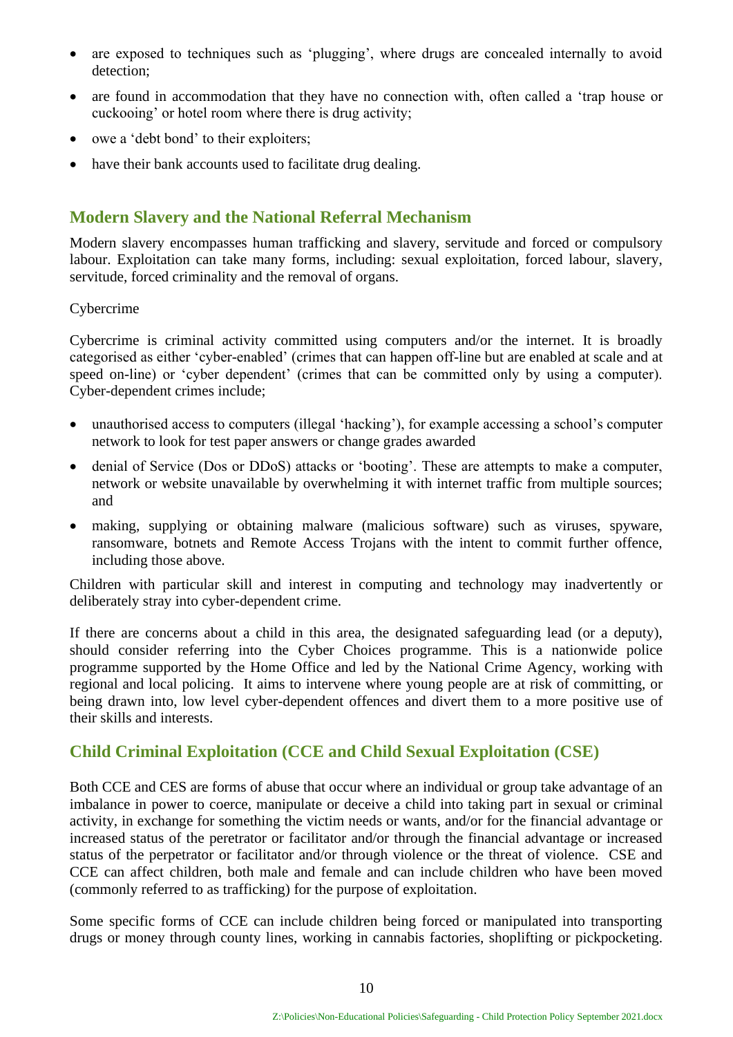- are exposed to techniques such as 'plugging', where drugs are concealed internally to avoid detection;
- are found in accommodation that they have no connection with, often called a 'trap house or cuckooing' or hotel room where there is drug activity;
- owe a 'debt bond' to their exploiters;
- have their bank accounts used to facilitate drug dealing.

## Modern Slavery and the National Referral Mechanism

Modern slavery encompasses human trafficking and slavery, servitude and forced or compulsory labour. Exploitation can take many forms, including: sexual exploitation, forced labour, slavery, servitude, forced criminality and the removal of organs.

Cybercrime

Cybercrime is criminal activity committed using computers and/or the internet. It is broadly categorised as either 'cyber-enabled' (crimes that can happen off-line but are enabled at scale and at speed on-line) or 'cyber dependent' (crimes that can be committed only by using a computer). Cyber-dependent crimes include;

- unauthorised access to computers (illegal 'hacking'), for example accessing a school's computer network to look for test paper answers or change grades awarded
- denial of Service (Dos or DDoS) attacks or 'booting'. These are attempts to make a computer, network or website unavailable by overwhelming it with internet traffic from multiple sources; and
- making, supplying or obtaining malware (malicious software) such as viruses, spyware, ransomware, botnets and Remote Access Trojans with the intent to commit further offence, including those above.

Children with particular skill and interest in computing and technology may inadvertently or deliberately stray into cyber-dependent crime.

If there are concerns about a child in this area, the designated safeguarding lead (or a deputy), should consider referring into the Cyber Choices programme. This is a nationwide police programme supported by the Home Office and led by the National Crime Agency, working with regional and local policing. It aims to intervene where young people are at risk of committing, or being drawn into, low level cyber-dependent offences and divert them to a more positive use of their skills and interests.

## Child Criminal Exploitation (CCE and Child Sexual Exploitation (CSE)

Both CCE and CES are forms of abuse that occur where an individual or group take advantage of an imbalance in power to coerce, manipulate or deceive a child into taking part in sexual or criminal activity, in exchange for something the victim needs or wants, and/or for the financial advantage or increased status of the peretrator or facilitator and/or through the financial advantage or increased status of the perpetrator or facilitator and/or through violence or the threat of violence. CSE and CCE can affect children, both male and female and can include children who have been moved (commonly referred to as trafficking) for the purpose of exploitation.

Some specific forms of CCE can include children being forced or manipulated into transporting drugs or money through county lines, working in cannabis factories, shoplifting or pickpocketing.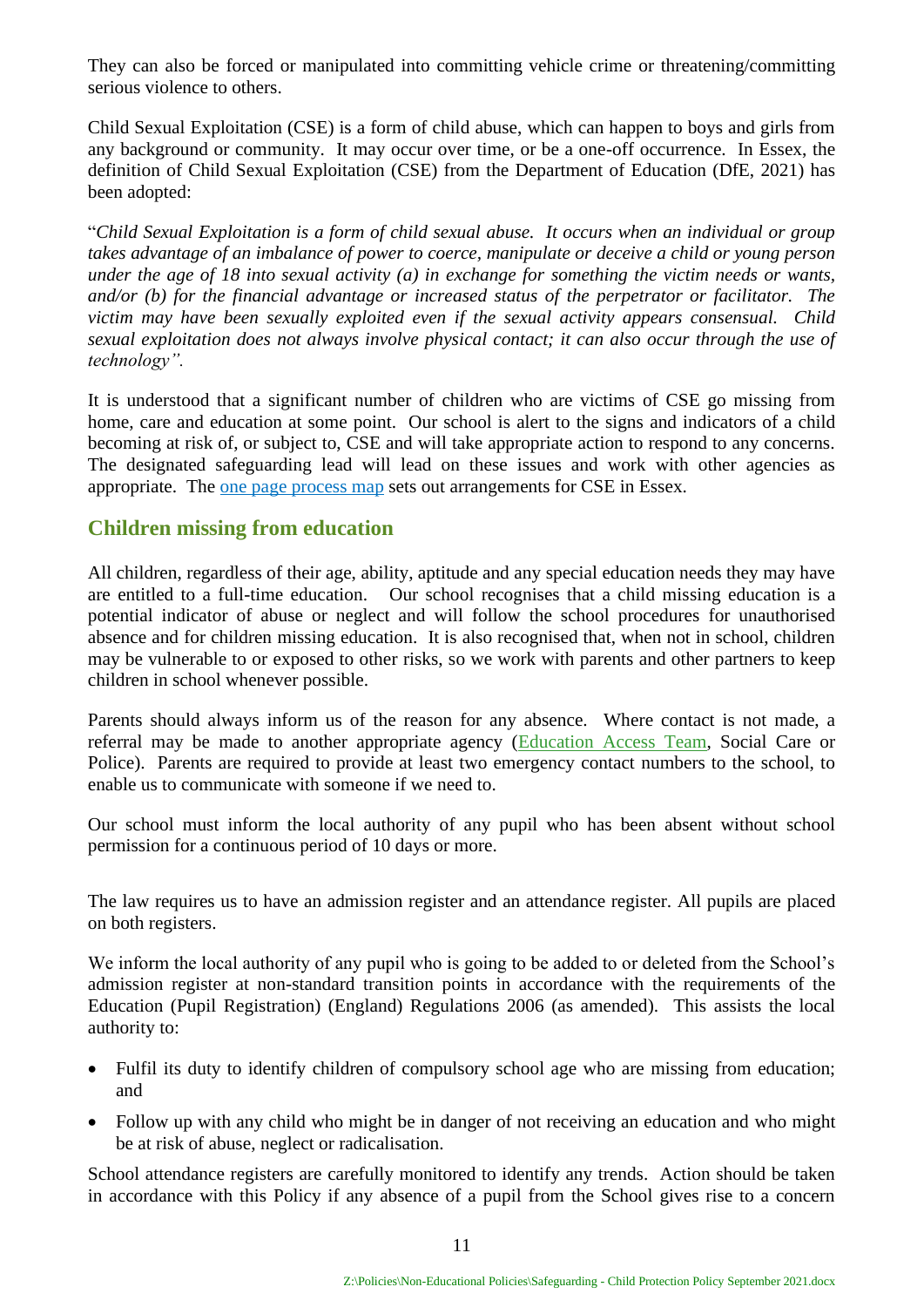They can also be forced or manipulated into committing vehicle crime or threatening/committing serious violence to others.

Child Sexual Exploitation (CSE) is a form of child abuse, which can happen to boys and girls from any background or community. It may occur over time, or be a one-off occurrence. In Essex, the definition of Child Sexual Exploitation (CSE) from the Department of Education (DfE, 2021) has been adopted:

"*Child Sexual Exploitation is a form of child sexual abuse. It occurs when an individual or group takes advantage of an imbalance of power to coerce, manipulate or deceive a child or young person under the age of 18 into sexual activity (a) in exchange for something the victim needs or wants, and/or (b) for the financial advantage or increased status of the perpetrator or facilitator. The victim may have been sexually exploited even if the sexual activity appears consensual. Child sexual exploitation does not always involve physical contact; it can also occur through the use of technology".*

It is understood that a significant number of children who are victims of CSE go missing from home, care and education at some point. Our school is alert to the signs and indicators of a child becoming at risk of, or subject to, CSE and will take appropriate action to respond to any concerns. The designated safeguarding lead will lead on these issues and work with other agencies as appropriate. The one page process map sets out arrangements for CSE in Essex.

## Children missing from education

All children, regardless of their age, ability, aptitude and any special education needs they may have are entitled to a full-time education. Our school recognises that a child missing education is a potential indicator of abuse or neglect and will follow the school procedures for unauthorised absence and for children missing education. It is also recognised that, when not in school, children may be vulnerable to or exposed to other risks, so we work with parents and other partners to keep children in school whenever possible.

Parents should always inform us of the reason for any absence. Where contact is not made, a referral may be made to another appropriate agency (Education Access Team, Social Care or Police). Parents are required to provide at least two emergency contact numbers to the school, to enable us to communicate with someone if we need to.

Our school must inform the local authority of any pupil who has been absent without school permission for a continuous period of 10 days or more.

The law requires us to have an admission register and an attendance register. All pupils are placed on both registers.

We inform the local authority of any pupil who is going to be added to or deleted from the School's admission register at non-standard transition points in accordance with the requirements of the Education (Pupil Registration) (England) Regulations 2006 (as amended). This assists the local authority to:

- Fulfil its duty to identify children of compulsory school age who are missing from education; and
- Follow up with any child who might be in danger of not receiving an education and who might be at risk of abuse, neglect or radicalisation.

School attendance registers are carefully monitored to identify any trends. Action should be taken in accordance with this Policy if any absence of a pupil from the School gives rise to a concern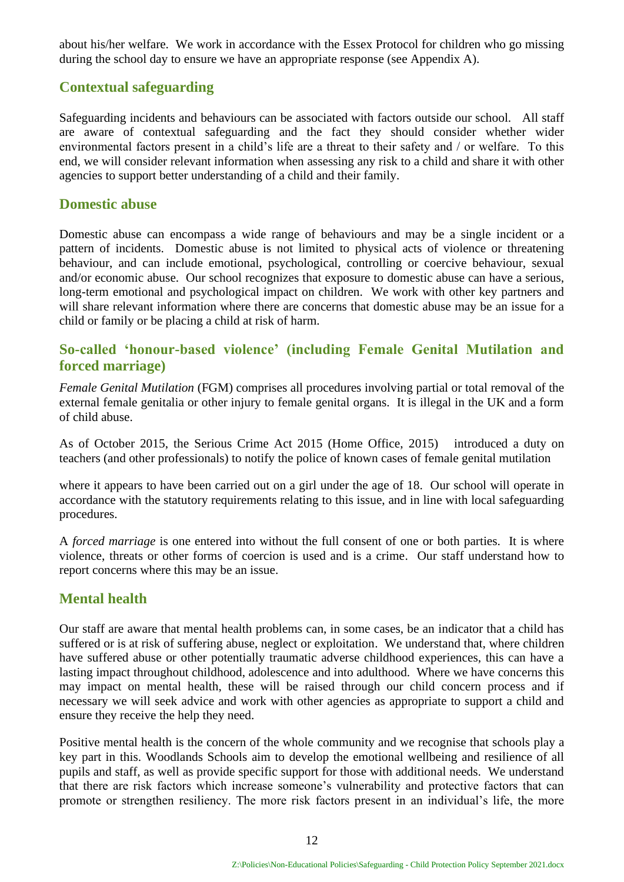about his/her welfare. We work in accordance with the Essex Protocol for children who go missing during the school day to ensure we have an appropriate response (see Appendix A).

## Contextual safeguarding

Safeguarding incidents and behaviours can be associated with factors outside our school. All staff are aware of contextual safeguarding and the fact they should consider whether wider environmental factors present in a child's life are a threat to their safety and / or welfare. To this end, we will consider relevant information when assessing any risk to a child and share it with other agencies to support better understanding of a child and their family.

## Domestic abuse

Domestic abuse can encompass a wide range of behaviours and may be a single incident or a pattern of incidents. Domestic abuse is not limited to physical acts of violence or threatening behaviour, and can include emotional, psychological, controlling or coercive behaviour, sexual and/or economic abuse. Our school recognizes that exposure to domestic abuse can have a serious, long-term emotional and psychological impact on children. We work with other key partners and will share relevant information where there are concerns that domestic abuse may be an issue for a child or family or be placing a child at risk of harm.

## So-called 'honour-based violence' (including Female Genital Mutilation and forced marriage)

*Female Genital Mutilation* (FGM) comprises all procedures involving partial or total removal of the external female genitalia or other injury to female genital organs. It is illegal in the UK and a form of child abuse.

As of October 2015, the Serious Crime Act 2015 (Home Office, 2015) introduced a duty on teachers (and other professionals) to notify the police of known cases of female genital mutilation where it appears to have been carried out on a girl under the age of 18. Our school will operate in accordance with the statutory requirements relating to this issue, and in line with local safeguarding procedures.

A *forced marriage* is one entered into without the full consent of one or both parties. It is where violence, threats or other forms of coercion is used and is a crime. Our staff understand how to report concerns where this may be an issue.

## Mental health

Our staff are aware that mental health problems can, in some cases, be an indicator that a child has suffered or is at risk of suffering abuse, neglect or exploitation. We understand that, where children have suffered abuse or other potentially traumatic adverse childhood experiences, this can have a lasting impact throughout childhood, adolescence and into adulthood. Where we have concerns this may impact on mental health, these will be raised through our child concern process and if necessary we will seek advice and work with other agencies as appropriate to support a child and ensure they receive the help they need.

Positive mental health is the concern of the whole community and we recognise that schools play a key part in this. Woodlands Schools aim to develop the emotional wellbeing and resilience of all pupils and staff, as well as provide specific support for those with additional needs. We understand that there are risk factors which increase someone's vulnerability and protective factors that can promote or strengthen resiliency. The more risk factors present in an individual's life, the more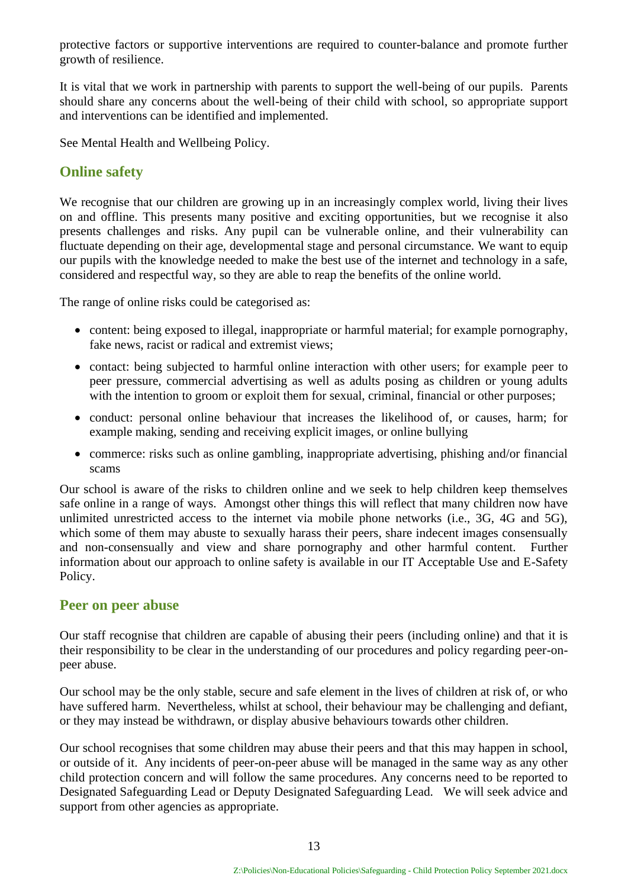protective factors or supportive interventions are required to counter-balance and promote further growth of resilience.

It is vital that we work in partnership with parents to support the well-being of our pupils. Parents should share any concerns about the well-being of their child with school, so appropriate support and interventions can be identified and implemented.

See Mental Health and Wellbeing Policy.

## Online safety

We recognise that our children are growing up in an increasingly complex world, living their lives on and offline. This presents many positive and exciting opportunities, but we recognise it also presents challenges and risks. Any pupil can be vulnerable online, and their vulnerability can fluctuate depending on their age, developmental stage and personal circumstance. We want to equip our pupils with the knowledge needed to make the best use of the internet and technology in a safe, considered and respectful way, so they are able to reap the benefits of the online world.

The range of online risks could be categorised as:

- content: being exposed to illegal, inappropriate or harmful material; for example pornography, fake news, racist or radical and extremist views;
- contact: being subjected to harmful online interaction with other users; for example peer to peer pressure, commercial advertising as well as adults posing as children or young adults with the intention to groom or exploit them for sexual, criminal, financial or other purposes;
- conduct: personal online behaviour that increases the likelihood of, or causes, harm; for example making, sending and receiving explicit images, or online bullying
- commerce: risks such as online gambling, inappropriate advertising, phishing and/or financial scams

Our school is aware of the risks to children online and we seek to help children keep themselves safe online in a range of ways. Amongst other things this will reflect that many children now have unlimited unrestricted access to the internet via mobile phone networks (i.e., 3G, 4G and 5G), which some of them may abuste to sexually harass their peers, share indecent images consensually and non-consensually and view and share pornography and other harmful content. Further information about our approach to online safety is available in our IT Acceptable Use and E-Safety Policy.

## Peer on peer abuse

Our staff recognise that children are capable of abusing their peers (including online) and that it is their responsibility to be clear in the understanding of our procedures and policy regarding peer-on-peer abuse.

Our school may be the only stable, secure and safe element in the lives of children at risk of, or who have suffered harm. Nevertheless, whilst at school, their behaviour may be challenging and defiant, or they may instead be withdrawn, or display abusive behaviours towards other children.

Our school recognises that some children may abuse their peers and that this may happen in school, or outside of it. Any incidents of peer-on-peer abuse will be managed in the same way as any other child protection concern and will follow the same procedures. Any concerns need to be reported to Designated Safeguarding Lead or Deputy Designated Safeguarding Lead. We will seek advice and support from other agencies as appropriate.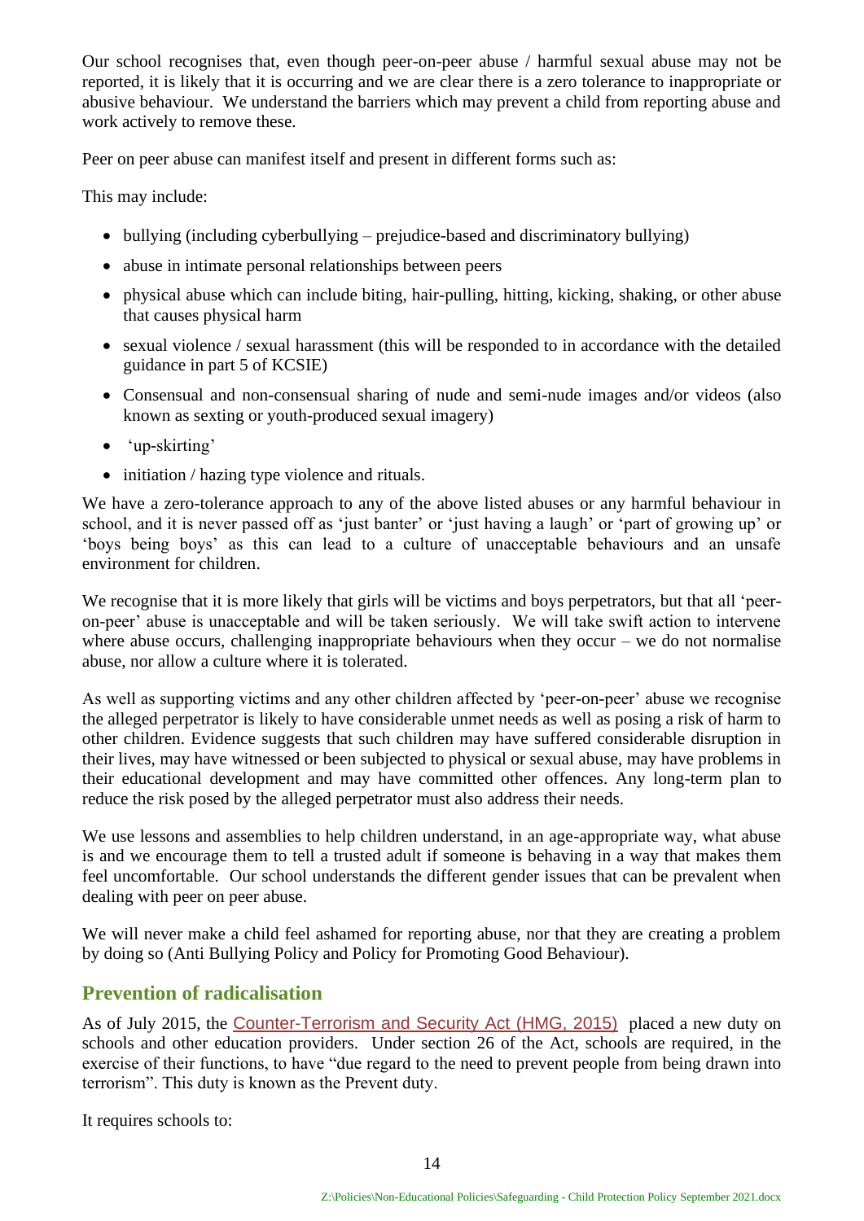Our school recognises that, even though peer-on-peer abuse / harmful sexual abuse may not be reported, it is likely that it is occurring and we are clear there is a zero tolerance to inappropriate or abusive behaviour. We understand the barriers which may prevent a child from reporting abuse and work actively to remove these.

Peer on peer abuse can manifest itself and present in different forms such as:

This may include:

- bullying (including cyberbullying – prejudice-based and discriminatory bullying)
- abuse in intimate personal relationships between peers
- physical abuse which can include biting, hair-pulling, hitting, kicking, shaking, or other abuse that causes physical harm
- sexual violence / sexual harassment (this will be responded to in accordance with the detailed guidance in part 5 of KCSIE)
- Consensual and non-consensual sharing of nude and semi-nude images and/or videos (also known as sexting or youth-produced sexual imagery)
- 'up-skirting'
- initiation / hazing type violence and rituals.

We have a zero-tolerance approach to any of the above listed abuses or any harmful behaviour in school, and it is never passed off as 'just banter' or 'just having a laugh' or 'part of growing up' or 'boys being boys' as this can lead to a culture of unacceptable behaviours and an unsafe environment for children.

We recognise that it is more likely that girls will be victims and boys perpetrators, but that all 'peer-on-peer' abuse is unacceptable and will be taken seriously. We will take swift action to intervene where abuse occurs, challenging inappropriate behaviours when they occur – we do not normalise abuse, nor allow a culture where it is tolerated.

As well as supporting victims and any other children affected by 'peer-on-peer' abuse we recognise the alleged perpetrator is likely to have considerable unmet needs as well as posing a risk of harm to other children. Evidence suggests that such children may have suffered considerable disruption in their lives, may have witnessed or been subjected to physical or sexual abuse, may have problems in their educational development and may have committed other offences. Any long-term plan to reduce the risk posed by the alleged perpetrator must also address their needs.

We use lessons and assemblies to help children understand, in an age-appropriate way, what abuse is and we encourage them to tell a trusted adult if someone is behaving in a way that makes them feel uncomfortable. Our school understands the different gender issues that can be prevalent when dealing with peer on peer abuse.

We will never make a child feel ashamed for reporting abuse, nor that they are creating a problem by doing so (Anti Bullying Policy and Policy for Promoting Good Behaviour).

## Prevention of radicalisation

As of July 2015, the Counter-Terrorism and Security Act (HMG, 2015) placed a new duty on schools and other education providers. Under section 26 of the Act, schools are required, in the exercise of their functions, to have "due regard to the need to prevent people from being drawn into terrorism". This duty is known as the Prevent duty.

It requires schools to: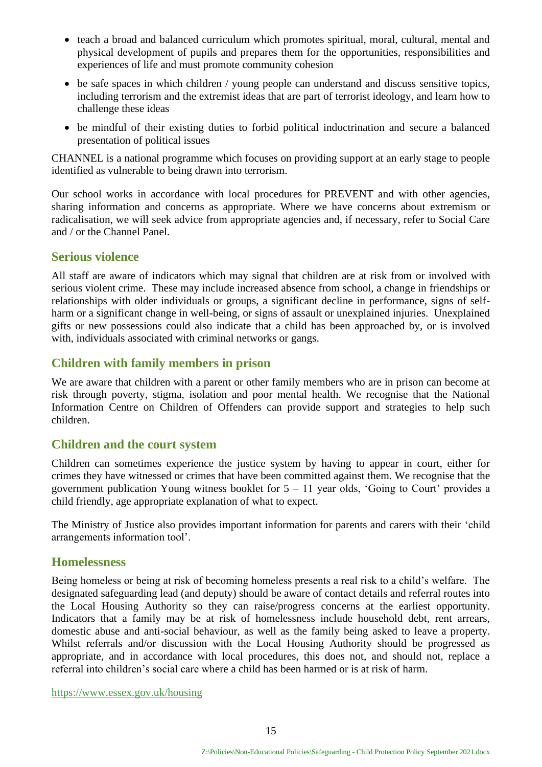- teach a broad and balanced curriculum which promotes spiritual, moral, cultural, mental and physical development of pupils and prepares them for the opportunities, responsibilities and experiences of life and must promote community cohesion
- be safe spaces in which children / young people can understand and discuss sensitive topics, including terrorism and the extremist ideas that are part of terrorist ideology, and learn how to challenge these ideas
- be mindful of their existing duties to forbid political indoctrination and secure a balanced presentation of political issues

CHANNEL is a national programme which focuses on providing support at an early stage to people identified as vulnerable to being drawn into terrorism.

Our school works in accordance with local procedures for PREVENT and with other agencies, sharing information and concerns as appropriate. Where we have concerns about extremism or radicalisation, we will seek advice from appropriate agencies and, if necessary, refer to Social Care and / or the Channel Panel.

## Serious violence

All staff are aware of indicators which may signal that children are at risk from or involved with serious violent crime. These may include increased absence from school, a change in friendships or relationships with older individuals or groups, a significant decline in performance, signs of self-harm or a significant change in well-being, or signs of assault or unexplained injuries. Unexplained gifts or new possessions could also indicate that a child has been approached by, or is involved with, individuals associated with criminal networks or gangs.

## Children with family members in prison

We are aware that children with a parent or other family members who are in prison can become at risk through poverty, stigma, isolation and poor mental health. We recognise that the National Information Centre on Children of Offenders can provide support and strategies to help such children.

## Children and the court system

Children can sometimes experience the justice system by having to appear in court, either for crimes they have witnessed or crimes that have been committed against them. We recognise that the government publication Young witness booklet for 5 – 11 year olds, 'Going to Court' provides a child friendly, age appropriate explanation of what to expect.

The Ministry of Justice also provides important information for parents and carers with their 'child arrangements information tool'.

## Homelessness

Being homeless or being at risk of becoming homeless presents a real risk to a child's welfare. The designated safeguarding lead (and deputy) should be aware of contact details and referral routes into the Local Housing Authority so they can raise/progress concerns at the earliest opportunity. Indicators that a family may be at risk of homelessness include household debt, rent arrears, domestic abuse and anti-social behaviour, as well as the family being asked to leave a property. Whilst referrals and/or discussion with the Local Housing Authority should be progressed as appropriate, and in accordance with local procedures, this does not, and should not, replace a referral into children's social care where a child has been harmed or is at risk of harm.

https://www.essex.gov.uk/housing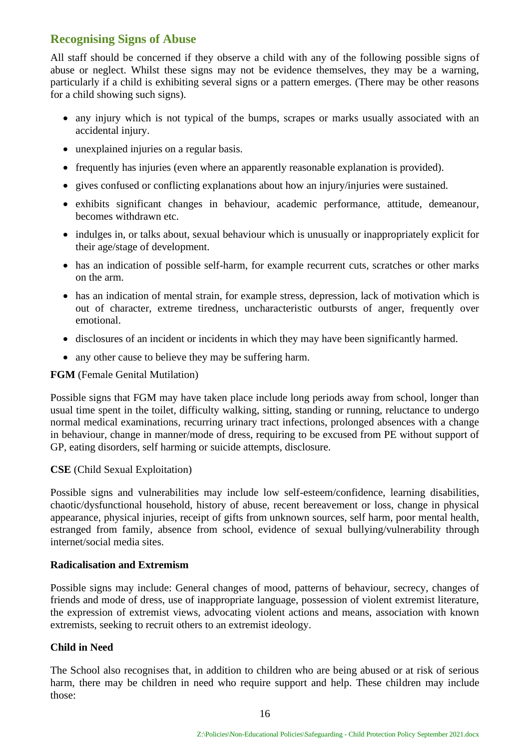## Recognising Signs of Abuse

All staff should be concerned if they observe a child with any of the following possible signs of abuse or neglect. Whilst these signs may not be evidence themselves, they may be a warning, particularly if a child is exhibiting several signs or a pattern emerges. (There may be other reasons for a child showing such signs).

- any injury which is not typical of the bumps, scrapes or marks usually associated with an accidental injury.
- unexplained injuries on a regular basis.
- frequently has injuries (even where an apparently reasonable explanation is provided).
- gives confused or conflicting explanations about how an injury/injuries were sustained.
- exhibits significant changes in behaviour, academic performance, attitude, demeanour, becomes withdrawn etc.
- indulges in, or talks about, sexual behaviour which is unusually or inappropriately explicit for their age/stage of development.
- has an indication of possible self-harm, for example recurrent cuts, scratches or other marks on the arm.
- has an indication of mental strain, for example stress, depression, lack of motivation which is out of character, extreme tiredness, uncharacteristic outbursts of anger, frequently over emotional.
- disclosures of an incident or incidents in which they may have been significantly harmed.
- any other cause to believe they may be suffering harm.

**FGM** (Female Genital Mutilation)

Possible signs that FGM may have taken place include long periods away from school, longer than usual time spent in the toilet, difficulty walking, sitting, standing or running, reluctance to undergo normal medical examinations, recurring urinary tract infections, prolonged absences with a change in behaviour, change in manner/mode of dress, requiring to be excused from PE without support of GP, eating disorders, self harming or suicide attempts, disclosure.

**CSE** (Child Sexual Exploitation)

Possible signs and vulnerabilities may include low self-esteem/confidence, learning disabilities, chaotic/dysfunctional household, history of abuse, recent bereavement or loss, change in physical appearance, physical injuries, receipt of gifts from unknown sources, self harm, poor mental health, estranged from family, absence from school, evidence of sexual bullying/vulnerability through internet/social media sites.

**Radicalisation and Extremism**

Possible signs may include: General changes of mood, patterns of behaviour, secrecy, changes of friends and mode of dress, use of inappropriate language, possession of violent extremist literature, the expression of extremist views, advocating violent actions and means, association with known extremists, seeking to recruit others to an extremist ideology.

**Child in Need**

The School also recognises that, in addition to children who are being abused or at risk of serious harm, there may be children in need who require support and help. These children may include those: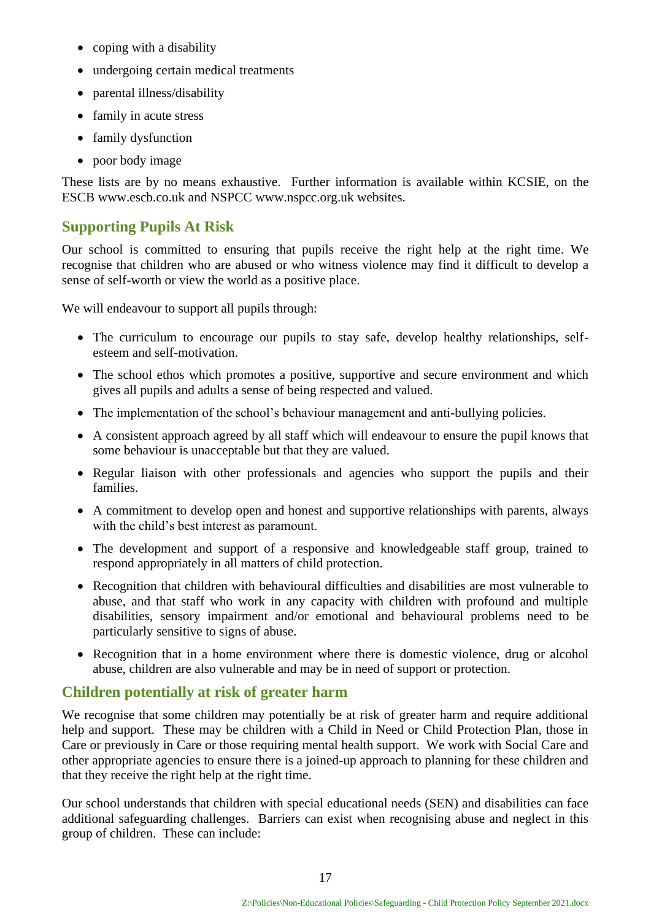- coping with a disability
- undergoing certain medical treatments
- parental illness/disability
- family in acute stress
- family dysfunction
- poor body image

These lists are by no means exhaustive. Further information is available within KCSIE, on the ESCB www.escb.co.uk and NSPCC www.nspcc.org.uk websites.

## Supporting Pupils At Risk

Our school is committed to ensuring that pupils receive the right help at the right time. We recognise that children who are abused or who witness violence may find it difficult to develop a sense of self-worth or view the world as a positive place.

We will endeavour to support all pupils through:

- The curriculum to encourage our pupils to stay safe, develop healthy relationships, self-esteem and self-motivation.
- The school ethos which promotes a positive, supportive and secure environment and which gives all pupils and adults a sense of being respected and valued.
- The implementation of the school's behaviour management and anti-bullying policies.
- A consistent approach agreed by all staff which will endeavour to ensure the pupil knows that some behaviour is unacceptable but that they are valued.
- Regular liaison with other professionals and agencies who support the pupils and their families.
- A commitment to develop open and honest and supportive relationships with parents, always with the child's best interest as paramount.
- The development and support of a responsive and knowledgeable staff group, trained to respond appropriately in all matters of child protection.
- Recognition that children with behavioural difficulties and disabilities are most vulnerable to abuse, and that staff who work in any capacity with children with profound and multiple disabilities, sensory impairment and/or emotional and behavioural problems need to be particularly sensitive to signs of abuse.
- Recognition that in a home environment where there is domestic violence, drug or alcohol abuse, children are also vulnerable and may be in need of support or protection.

## Children potentially at risk of greater harm

We recognise that some children may potentially be at risk of greater harm and require additional help and support. These may be children with a Child in Need or Child Protection Plan, those in Care or previously in Care or those requiring mental health support. We work with Social Care and other appropriate agencies to ensure there is a joined-up approach to planning for these children and that they receive the right help at the right time.

Our school understands that children with special educational needs (SEN) and disabilities can face additional safeguarding challenges. Barriers can exist when recognising abuse and neglect in this group of children. These can include: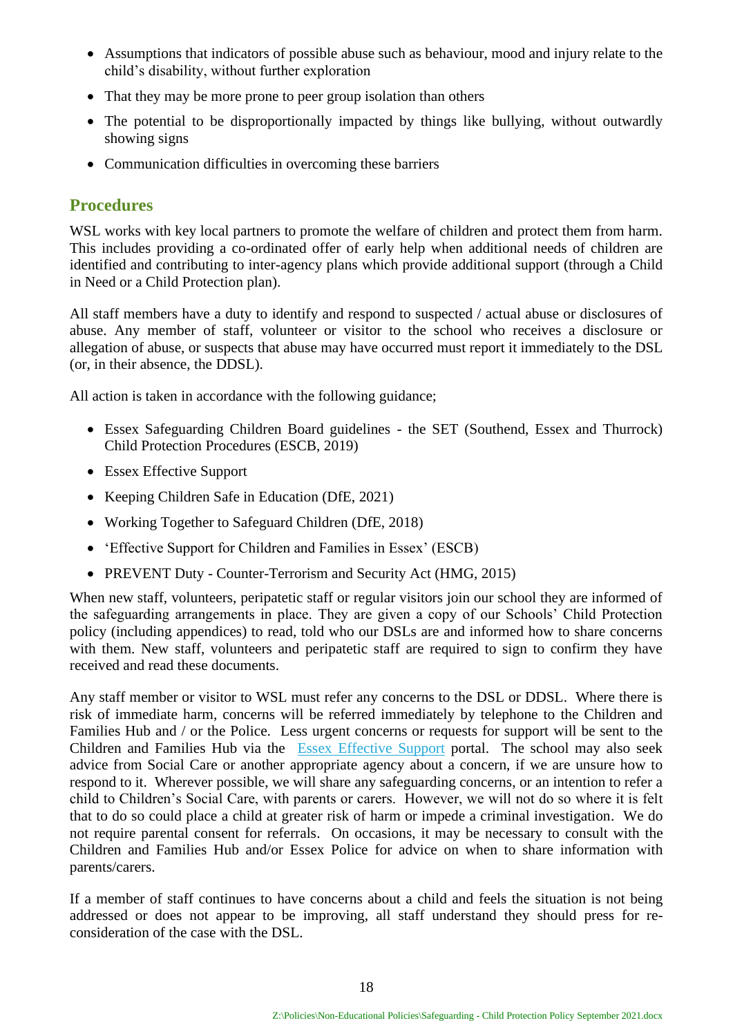- Assumptions that indicators of possible abuse such as behaviour, mood and injury relate to the child's disability, without further exploration
- That they may be more prone to peer group isolation than others
- The potential to be disproportionally impacted by things like bullying, without outwardly showing signs
- Communication difficulties in overcoming these barriers

## Procedures

WSL works with key local partners to promote the welfare of children and protect them from harm. This includes providing a co-ordinated offer of early help when additional needs of children are identified and contributing to inter-agency plans which provide additional support (through a Child in Need or a Child Protection plan).

All staff members have a duty to identify and respond to suspected / actual abuse or disclosures of abuse. Any member of staff, volunteer or visitor to the school who receives a disclosure or allegation of abuse, or suspects that abuse may have occurred must report it immediately to the DSL (or, in their absence, the DDSL).

All action is taken in accordance with the following guidance;

- Essex Safeguarding Children Board guidelines - the SET (Southend, Essex and Thurrock) Child Protection Procedures (ESCB, 2019)
- Essex Effective Support
- Keeping Children Safe in Education (DfE, 2021)
- Working Together to Safeguard Children (DfE, 2018)
- 'Effective Support for Children and Families in Essex' (ESCB)
- PREVENT Duty - Counter-Terrorism and Security Act (HMG, 2015)

When new staff, volunteers, peripatetic staff or regular visitors join our school they are informed of the safeguarding arrangements in place. They are given a copy of our Schools' Child Protection policy (including appendices) to read, told who our DSLs are and informed how to share concerns with them. New staff, volunteers and peripatetic staff are required to sign to confirm they have received and read these documents.

Any staff member or visitor to WSL must refer any concerns to the DSL or DDSL. Where there is risk of immediate harm, concerns will be referred immediately by telephone to the Children and Families Hub and / or the Police. Less urgent concerns or requests for support will be sent to the Children and Families Hub via the Essex Effective Support portal. The school may also seek advice from Social Care or another appropriate agency about a concern, if we are unsure how to respond to it. Wherever possible, we will share any safeguarding concerns, or an intention to refer a child to Children's Social Care, with parents or carers. However, we will not do so where it is felt that to do so could place a child at greater risk of harm or impede a criminal investigation. We do not require parental consent for referrals. On occasions, it may be necessary to consult with the Children and Families Hub and/or Essex Police for advice on when to share information with parents/carers.

If a member of staff continues to have concerns about a child and feels the situation is not being addressed or does not appear to be improving, all staff understand they should press for re-consideration of the case with the DSL.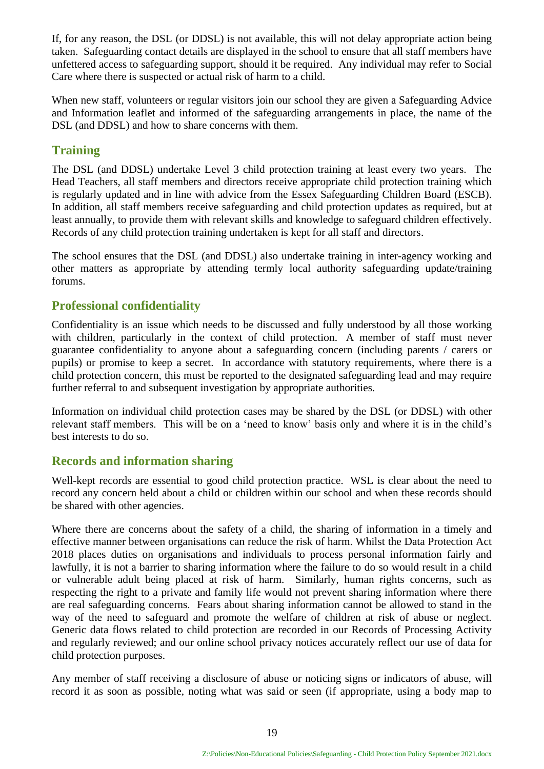If, for any reason, the DSL (or DDSL) is not available, this will not delay appropriate action being taken. Safeguarding contact details are displayed in the school to ensure that all staff members have unfettered access to safeguarding support, should it be required. Any individual may refer to Social Care where there is suspected or actual risk of harm to a child.

When new staff, volunteers or regular visitors join our school they are given a Safeguarding Advice and Information leaflet and informed of the safeguarding arrangements in place, the name of the DSL (and DDSL) and how to share concerns with them.

## Training

The DSL (and DDSL) undertake Level 3 child protection training at least every two years. The Head Teachers, all staff members and directors receive appropriate child protection training which is regularly updated and in line with advice from the Essex Safeguarding Children Board (ESCB). In addition, all staff members receive safeguarding and child protection updates as required, but at least annually, to provide them with relevant skills and knowledge to safeguard children effectively. Records of any child protection training undertaken is kept for all staff and directors.

The school ensures that the DSL (and DDSL) also undertake training in inter-agency working and other matters as appropriate by attending termly local authority safeguarding update/training forums.

## Professional confidentiality

Confidentiality is an issue which needs to be discussed and fully understood by all those working with children, particularly in the context of child protection. A member of staff must never guarantee confidentiality to anyone about a safeguarding concern (including parents / carers or pupils) or promise to keep a secret. In accordance with statutory requirements, where there is a child protection concern, this must be reported to the designated safeguarding lead and may require further referral to and subsequent investigation by appropriate authorities.

Information on individual child protection cases may be shared by the DSL (or DDSL) with other relevant staff members. This will be on a 'need to know' basis only and where it is in the child's best interests to do so.

## Records and information sharing

Well-kept records are essential to good child protection practice. WSL is clear about the need to record any concern held about a child or children within our school and when these records should be shared with other agencies.

Where there are concerns about the safety of a child, the sharing of information in a timely and effective manner between organisations can reduce the risk of harm. Whilst the Data Protection Act 2018 places duties on organisations and individuals to process personal information fairly and lawfully, it is not a barrier to sharing information where the failure to do so would result in a child or vulnerable adult being placed at risk of harm. Similarly, human rights concerns, such as respecting the right to a private and family life would not prevent sharing information where there are real safeguarding concerns. Fears about sharing information cannot be allowed to stand in the way of the need to safeguard and promote the welfare of children at risk of abuse or neglect. Generic data flows related to child protection are recorded in our Records of Processing Activity and regularly reviewed; and our online school privacy notices accurately reflect our use of data for child protection purposes.

Any member of staff receiving a disclosure of abuse or noticing signs or indicators of abuse, will record it as soon as possible, noting what was said or seen (if appropriate, using a body map to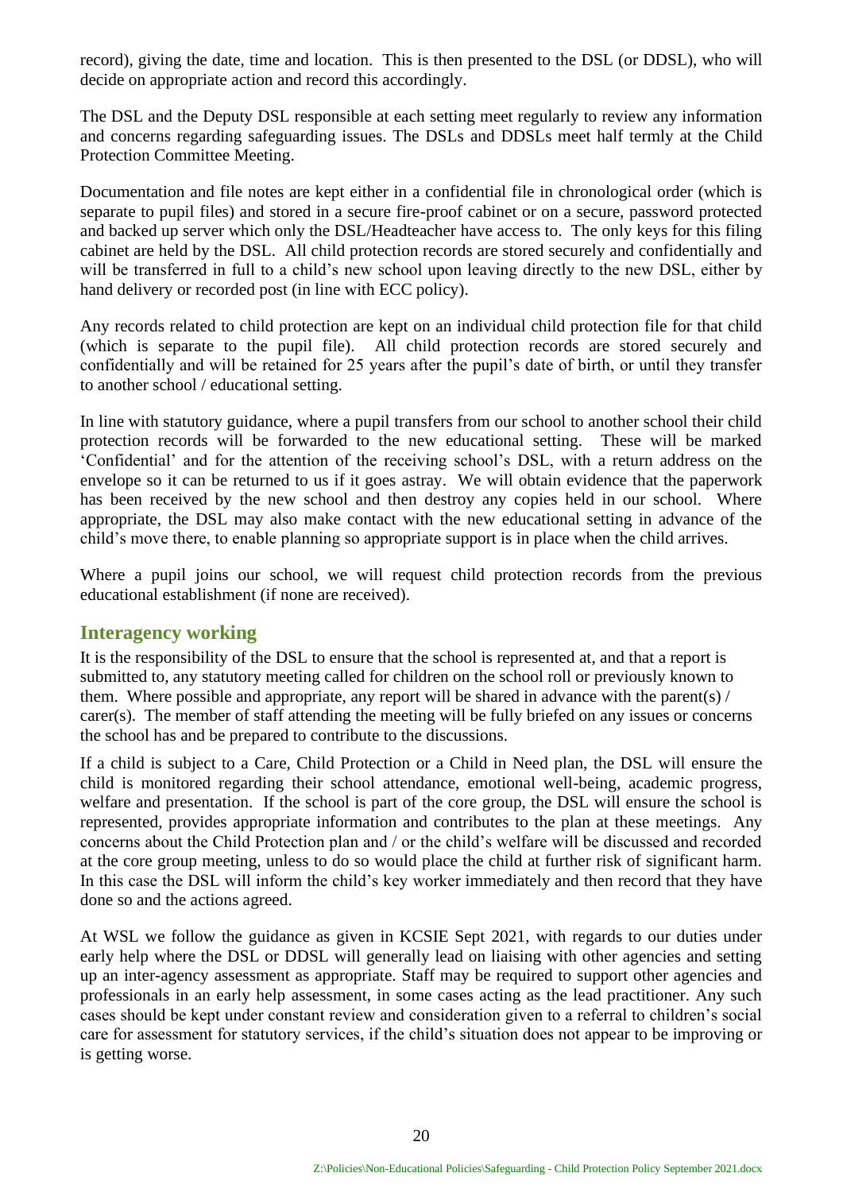record), giving the date, time and location. This is then presented to the DSL (or DDSL), who will decide on appropriate action and record this accordingly.

The DSL and the Deputy DSL responsible at each setting meet regularly to review any information and concerns regarding safeguarding issues. The DSLs and DDSLs meet half termly at the Child Protection Committee Meeting.

Documentation and file notes are kept either in a confidential file in chronological order (which is separate to pupil files) and stored in a secure fire-proof cabinet or on a secure, password protected and backed up server which only the DSL/Headteacher have access to. The only keys for this filing cabinet are held by the DSL. All child protection records are stored securely and confidentially and will be transferred in full to a child's new school upon leaving directly to the new DSL, either by hand delivery or recorded post (in line with ECC policy).

Any records related to child protection are kept on an individual child protection file for that child (which is separate to the pupil file). All child protection records are stored securely and confidentially and will be retained for 25 years after the pupil's date of birth, or until they transfer to another school / educational setting.

In line with statutory guidance, where a pupil transfers from our school to another school their child protection records will be forwarded to the new educational setting. These will be marked 'Confidential' and for the attention of the receiving school's DSL, with a return address on the envelope so it can be returned to us if it goes astray. We will obtain evidence that the paperwork has been received by the new school and then destroy any copies held in our school. Where appropriate, the DSL may also make contact with the new educational setting in advance of the child's move there, to enable planning so appropriate support is in place when the child arrives.

Where a pupil joins our school, we will request child protection records from the previous educational establishment (if none are received).

## Interagency working

It is the responsibility of the DSL to ensure that the school is represented at, and that a report is submitted to, any statutory meeting called for children on the school roll or previously known to them. Where possible and appropriate, any report will be shared in advance with the parent(s) / carer(s). The member of staff attending the meeting will be fully briefed on any issues or concerns the school has and be prepared to contribute to the discussions.

If a child is subject to a Care, Child Protection or a Child in Need plan, the DSL will ensure the child is monitored regarding their school attendance, emotional well-being, academic progress, welfare and presentation. If the school is part of the core group, the DSL will ensure the school is represented, provides appropriate information and contributes to the plan at these meetings. Any concerns about the Child Protection plan and / or the child's welfare will be discussed and recorded at the core group meeting, unless to do so would place the child at further risk of significant harm. In this case the DSL will inform the child's key worker immediately and then record that they have done so and the actions agreed.

At WSL we follow the guidance as given in KCSIE Sept 2021, with regards to our duties under early help where the DSL or DDSL will generally lead on liaising with other agencies and setting up an inter-agency assessment as appropriate. Staff may be required to support other agencies and professionals in an early help assessment, in some cases acting as the lead practitioner. Any such cases should be kept under constant review and consideration given to a referral to children's social care for assessment for statutory services, if the child's situation does not appear to be improving or is getting worse.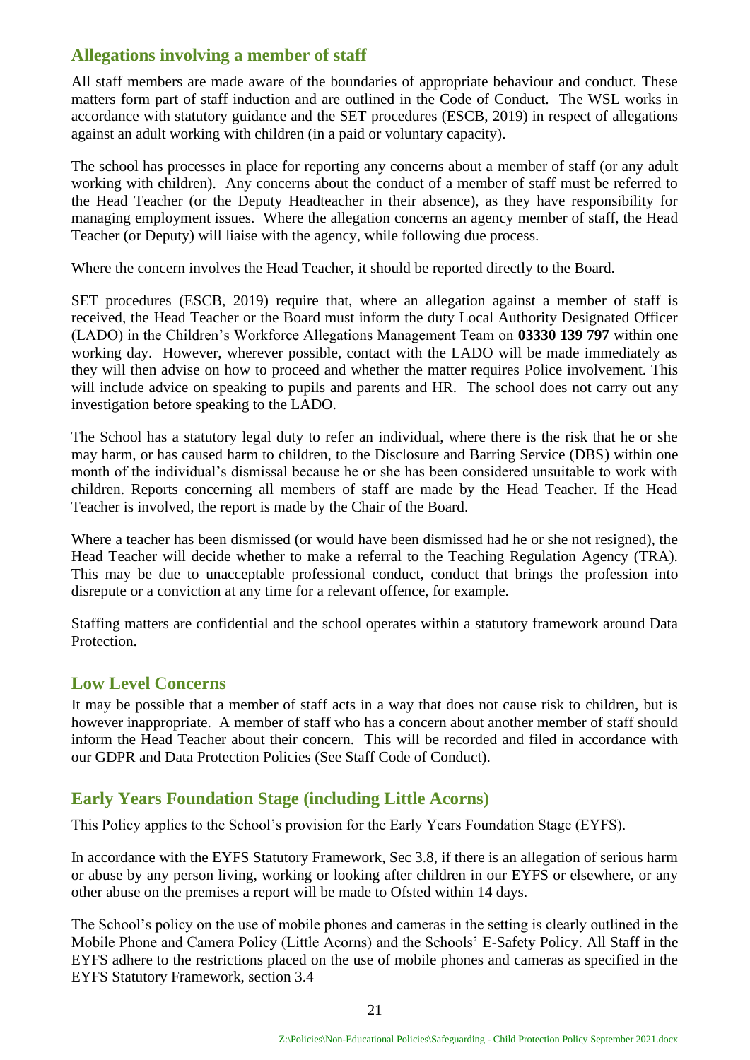## Allegations involving a member of staff

All staff members are made aware of the boundaries of appropriate behaviour and conduct. These matters form part of staff induction and are outlined in the Code of Conduct. The WSL works in accordance with statutory guidance and the SET procedures (ESCB, 2019) in respect of allegations against an adult working with children (in a paid or voluntary capacity).

The school has processes in place for reporting any concerns about a member of staff (or any adult working with children). Any concerns about the conduct of a member of staff must be referred to the Head Teacher (or the Deputy Headteacher in their absence), as they have responsibility for managing employment issues. Where the allegation concerns an agency member of staff, the Head Teacher (or Deputy) will liaise with the agency, while following due process.

Where the concern involves the Head Teacher, it should be reported directly to the Board.

SET procedures (ESCB, 2019) require that, where an allegation against a member of staff is received, the Head Teacher or the Board must inform the duty Local Authority Designated Officer (LADO) in the Children's Workforce Allegations Management Team on **03330 139 797** within one working day. However, wherever possible, contact with the LADO will be made immediately as they will then advise on how to proceed and whether the matter requires Police involvement. This will include advice on speaking to pupils and parents and HR. The school does not carry out any investigation before speaking to the LADO.

The School has a statutory legal duty to refer an individual, where there is the risk that he or she may harm, or has caused harm to children, to the Disclosure and Barring Service (DBS) within one month of the individual's dismissal because he or she has been considered unsuitable to work with children. Reports concerning all members of staff are made by the Head Teacher. If the Head Teacher is involved, the report is made by the Chair of the Board.

Where a teacher has been dismissed (or would have been dismissed had he or she not resigned), the Head Teacher will decide whether to make a referral to the Teaching Regulation Agency (TRA). This may be due to unacceptable professional conduct, conduct that brings the profession into disrepute or a conviction at any time for a relevant offence, for example.

Staffing matters are confidential and the school operates within a statutory framework around Data Protection.

## Low Level Concerns

It may be possible that a member of staff acts in a way that does not cause risk to children, but is however inappropriate. A member of staff who has a concern about another member of staff should inform the Head Teacher about their concern. This will be recorded and filed in accordance with our GDPR and Data Protection Policies (See Staff Code of Conduct).

## Early Years Foundation Stage (including Little Acorns)

This Policy applies to the School's provision for the Early Years Foundation Stage (EYFS).

In accordance with the EYFS Statutory Framework, Sec 3.8, if there is an allegation of serious harm or abuse by any person living, working or looking after children in our EYFS or elsewhere, or any other abuse on the premises a report will be made to Ofsted within 14 days.

The School's policy on the use of mobile phones and cameras in the setting is clearly outlined in the Mobile Phone and Camera Policy (Little Acorns) and the Schools' E-Safety Policy. All Staff in the EYFS adhere to the restrictions placed on the use of mobile phones and cameras as specified in the EYFS Statutory Framework, section 3.4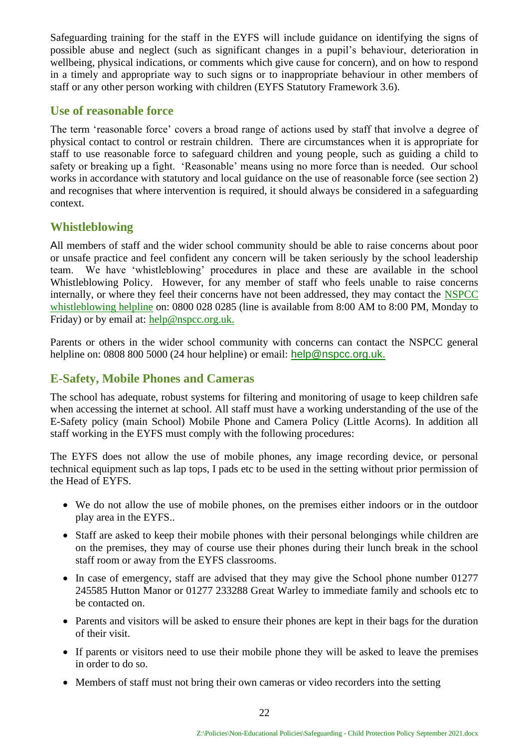Safeguarding training for the staff in the EYFS will include guidance on identifying the signs of possible abuse and neglect (such as significant changes in a pupil's behaviour, deterioration in wellbeing, physical indications, or comments which give cause for concern), and on how to respond in a timely and appropriate way to such signs or to inappropriate behaviour in other members of staff or any other person working with children (EYFS Statutory Framework 3.6).

## Use of reasonable force

The term 'reasonable force' covers a broad range of actions used by staff that involve a degree of physical contact to control or restrain children. There are circumstances when it is appropriate for staff to use reasonable force to safeguard children and young people, such as guiding a child to safety or breaking up a fight. 'Reasonable' means using no more force than is needed. Our school works in accordance with statutory and local guidance on the use of reasonable force (see section 2) and recognises that where intervention is required, it should always be considered in a safeguarding context.

## Whistleblowing

All members of staff and the wider school community should be able to raise concerns about poor or unsafe practice and feel confident any concern will be taken seriously by the school leadership team. We have 'whistleblowing' procedures in place and these are available in the school Whistleblowing Policy. However, for any member of staff who feels unable to raise concerns internally, or where they feel their concerns have not been addressed, they may contact the NSPCC whistleblowing helpline on: 0800 028 0285 (line is available from 8:00 AM to 8:00 PM, Monday to Friday) or by email at: help@nspcc.org.uk.

Parents or others in the wider school community with concerns can contact the NSPCC general helpline on: 0808 800 5000 (24 hour helpline) or email: help@nspcc.org.uk.

## E-Safety, Mobile Phones and Cameras

The school has adequate, robust systems for filtering and monitoring of usage to keep children safe when accessing the internet at school. All staff must have a working understanding of the use of the E-Safety policy (main School) Mobile Phone and Camera Policy (Little Acorns). In addition all staff working in the EYFS must comply with the following procedures:

The EYFS does not allow the use of mobile phones, any image recording device, or personal technical equipment such as lap tops, I pads etc to be used in the setting without prior permission of the Head of EYFS.

- We do not allow the use of mobile phones, on the premises either indoors or in the outdoor play area in the EYFS..
- Staff are asked to keep their mobile phones with their personal belongings while children are on the premises, they may of course use their phones during their lunch break in the school staff room or away from the EYFS classrooms.
- In case of emergency, staff are advised that they may give the School phone number 01277 245585 Hutton Manor or 01277 233288 Great Warley to immediate family and schools etc to be contacted on.
- Parents and visitors will be asked to ensure their phones are kept in their bags for the duration of their visit.
- If parents or visitors need to use their mobile phone they will be asked to leave the premises in order to do so.
- Members of staff must not bring their own cameras or video recorders into the setting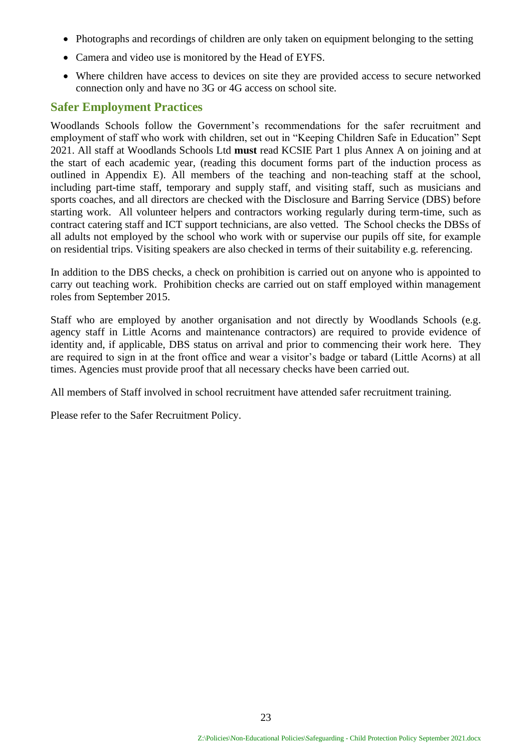- Photographs and recordings of children are only taken on equipment belonging to the setting
- Camera and video use is monitored by the Head of EYFS.
- Where children have access to devices on site they are provided access to secure networked connection only and have no 3G or 4G access on school site.

## Safer Employment Practices

Woodlands Schools follow the Government's recommendations for the safer recruitment and employment of staff who work with children, set out in "Keeping Children Safe in Education" Sept 2021. All staff at Woodlands Schools Ltd **must** read KCSIE Part 1 plus Annex A on joining and at the start of each academic year, (reading this document forms part of the induction process as outlined in Appendix E). All members of the teaching and non-teaching staff at the school, including part-time staff, temporary and supply staff, and visiting staff, such as musicians and sports coaches, and all directors are checked with the Disclosure and Barring Service (DBS) before starting work. All volunteer helpers and contractors working regularly during term-time, such as contract catering staff and ICT support technicians, are also vetted. The School checks the DBSs of all adults not employed by the school who work with or supervise our pupils off site, for example on residential trips. Visiting speakers are also checked in terms of their suitability e.g. referencing.

In addition to the DBS checks, a check on prohibition is carried out on anyone who is appointed to carry out teaching work. Prohibition checks are carried out on staff employed within management roles from September 2015.

Staff who are employed by another organisation and not directly by Woodlands Schools (e.g. agency staff in Little Acorns and maintenance contractors) are required to provide evidence of identity and, if applicable, DBS status on arrival and prior to commencing their work here. They are required to sign in at the front office and wear a visitor's badge or tabard (Little Acorns) at all times. Agencies must provide proof that all necessary checks have been carried out.

All members of Staff involved in school recruitment have attended safer recruitment training.

Please refer to the Safer Recruitment Policy.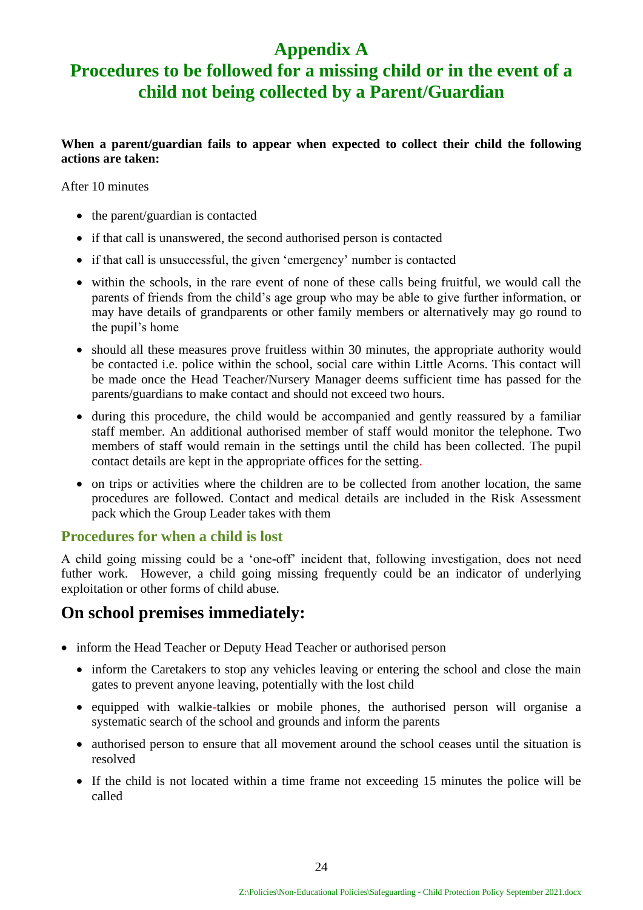# Appendix A

# Procedures to be followed for a missing child or in the event of a child not being collected by a Parent/Guardian

**When a parent/guardian fails to appear when expected to collect their child the following actions are taken:**

After 10 minutes

- the parent/guardian is contacted
- if that call is unanswered, the second authorised person is contacted
- if that call is unsuccessful, the given 'emergency' number is contacted
- within the schools, in the rare event of none of these calls being fruitful, we would call the parents of friends from the child's age group who may be able to give further information, or may have details of grandparents or other family members or alternatively may go round to the pupil's home
- should all these measures prove fruitless within 30 minutes, the appropriate authority would be contacted i.e. police within the school, social care within Little Acorns. This contact will be made once the Head Teacher/Nursery Manager deems sufficient time has passed for the parents/guardians to make contact and should not exceed two hours.
- during this procedure, the child would be accompanied and gently reassured by a familiar staff member. An additional authorised member of staff would monitor the telephone. Two members of staff would remain in the settings until the child has been collected. The pupil contact details are kept in the appropriate offices for the setting.
- on trips or activities where the children are to be collected from another location, the same procedures are followed. Contact and medical details are included in the Risk Assessment pack which the Group Leader takes with them

### Procedures for when a child is lost

A child going missing could be a 'one-off' incident that, following investigation, does not need futher work. However, a child going missing frequently could be an indicator of underlying exploitation or other forms of child abuse.

## On school premises immediately:

- inform the Head Teacher or Deputy Head Teacher or authorised person
  - inform the Caretakers to stop any vehicles leaving or entering the school and close the main gates to prevent anyone leaving, potentially with the lost child
  - equipped with walkie-talkies or mobile phones, the authorised person will organise a systematic search of the school and grounds and inform the parents
  - authorised person to ensure that all movement around the school ceases until the situation is resolved
  - If the child is not located within a time frame not exceeding 15 minutes the police will be called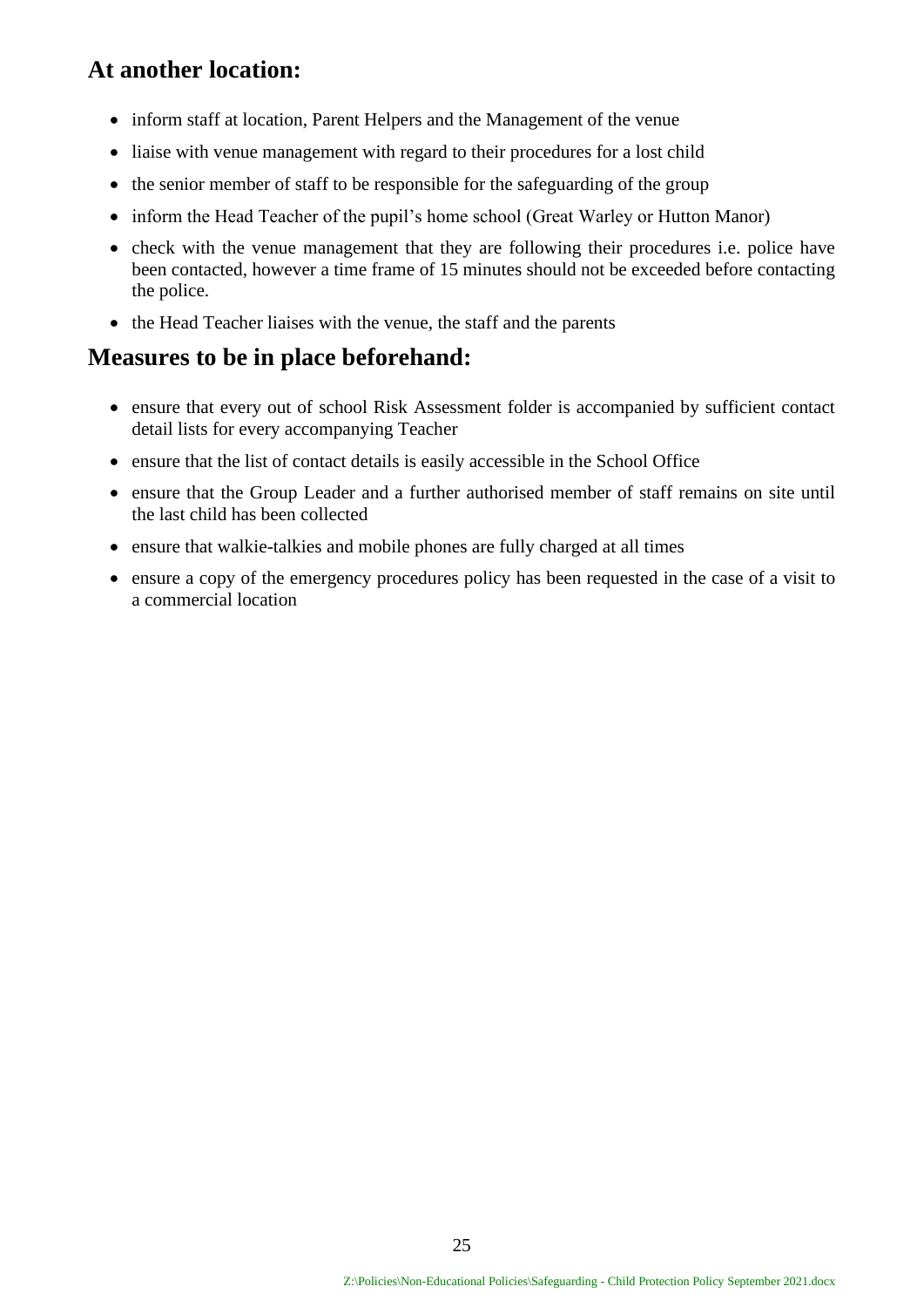## At another location:

- inform staff at location, Parent Helpers and the Management of the venue
- liaise with venue management with regard to their procedures for a lost child
- the senior member of staff to be responsible for the safeguarding of the group
- inform the Head Teacher of the pupil's home school (Great Warley or Hutton Manor)
- check with the venue management that they are following their procedures i.e. police have been contacted, however a time frame of 15 minutes should not be exceeded before contacting the police.
- the Head Teacher liaises with the venue, the staff and the parents

## Measures to be in place beforehand:

- ensure that every out of school Risk Assessment folder is accompanied by sufficient contact detail lists for every accompanying Teacher
- ensure that the list of contact details is easily accessible in the School Office
- ensure that the Group Leader and a further authorised member of staff remains on site until the last child has been collected
- ensure that walkie-talkies and mobile phones are fully charged at all times
- ensure a copy of the emergency procedures policy has been requested in the case of a visit to a commercial location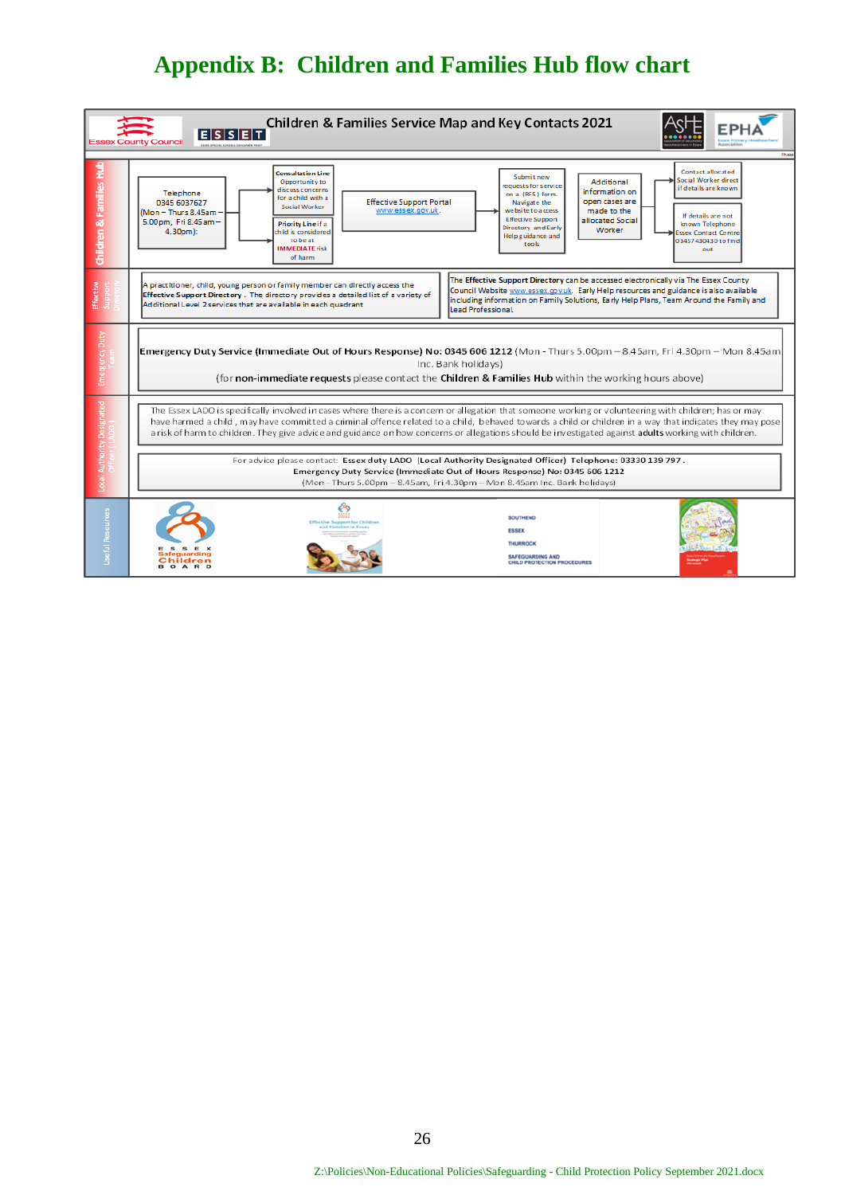# Appendix B: Children and Families Hub flow chart

## Children & Families Service Map and Key Contacts 2021

Essex County Council | ESSET | ASHE | EPHA

### Children & Families Hub

Telephone 0345 6037627 (Mon – Thurs 8.45am – 5.00pm, Fri 8.45am – 4.30pm):

- **Consultation Line** Opportunity to discuss concerns for a child with a Social Worker
- **Priority Line** if a child is considered to be at **IMMEDIATE** risk of harm

Effective Support Portal www.essex.gov.uk.

Submit new requests for service on a (RFS) form. Navigate the website to access Effective Support Directory and Early Help guidance and tools

Additional information on open cases are made to the allocated Social Worker

- Contact allocated Social Worker direct if details are known
- If details are not known Telephone Essex Contact Centre 03457 430430 to find out

### Effective Support Directory

A practitioner, child, young person or family member can directly access the **Effective Support Directory**. The directory provides a detailed list of a variety of Additional Level 2 services that are available in each quadrant

The **Effective Support Directory** can be accessed electronically via The Essex County Council Website www.essex.gov.uk. Early Help resources and guidance is also available including information on Family Solutions, Early Help Plans, Team Around the Family and Lead Professional.

### Emergency Duty Team

**Emergency Duty Service (Immediate Out of Hours Response) No: 0345 606 1212** (Mon - Thurs 5.00pm – 8.45am, Fri 4.30pm – Mon 8.45am Inc. Bank holidays)

(for **non-immediate requests** please contact the **Children & Families Hub** within the working hours above)

### Local Authority Designated Officer (LADO)

The Essex LADO is specifically involved in cases where there is a concern or allegation that someone working or volunteering with children; has or may have harmed a child, may have committed a criminal offence related to a child, behaved towards a child or children in a way that indicates they may pose a risk of harm to children. They give advice and guidance on how concerns or allegations should be investigated against **adults** working with children.

For advice please contact: **Essex duty LADO (Local Authority Designated Officer) Telephone: 03330 139 797.**
**Emergency Duty Service (Immediate Out of Hours Response) No: 0345 606 1212**
(Mon – Thurs 5.00pm – 8.45am, Fri 4.30pm – Mon 8.45am Inc. Bank holidays)

### Useful Resources

Essex Safeguarding Children Board | Effective Support for Children and Families in Essex | Southend Essex Thurrock Safeguarding and Child Protection Procedures | Strategic Plan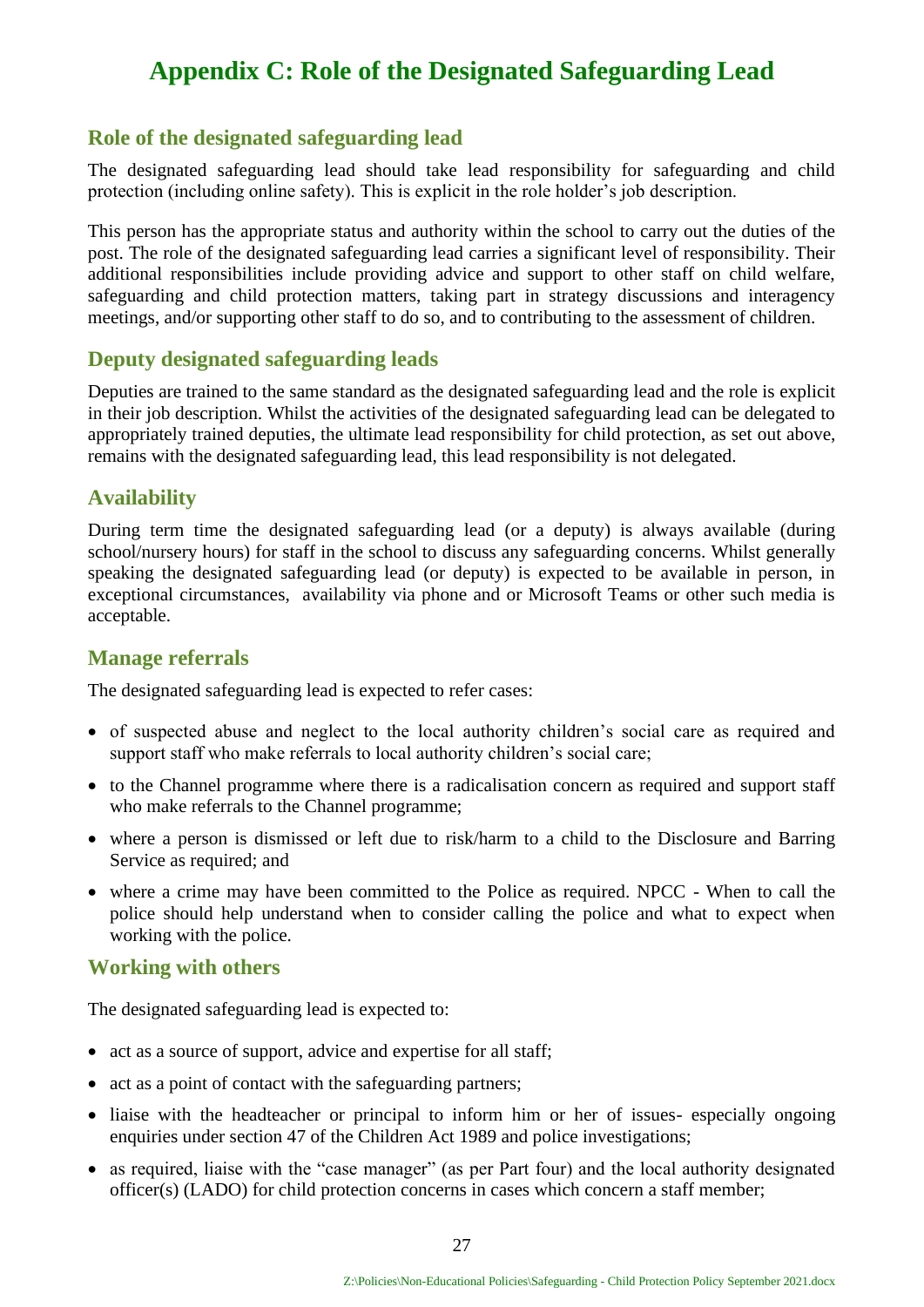# Appendix C: Role of the Designated Safeguarding Lead

## Role of the designated safeguarding lead

The designated safeguarding lead should take lead responsibility for safeguarding and child protection (including online safety). This is explicit in the role holder's job description.

This person has the appropriate status and authority within the school to carry out the duties of the post. The role of the designated safeguarding lead carries a significant level of responsibility. Their additional responsibilities include providing advice and support to other staff on child welfare, safeguarding and child protection matters, taking part in strategy discussions and interagency meetings, and/or supporting other staff to do so, and to contributing to the assessment of children.

## Deputy designated safeguarding leads

Deputies are trained to the same standard as the designated safeguarding lead and the role is explicit in their job description. Whilst the activities of the designated safeguarding lead can be delegated to appropriately trained deputies, the ultimate lead responsibility for child protection, as set out above, remains with the designated safeguarding lead, this lead responsibility is not delegated.

## Availability

During term time the designated safeguarding lead (or a deputy) is always available (during school/nursery hours) for staff in the school to discuss any safeguarding concerns. Whilst generally speaking the designated safeguarding lead (or deputy) is expected to be available in person, in exceptional circumstances, availability via phone and or Microsoft Teams or other such media is acceptable.

## Manage referrals

The designated safeguarding lead is expected to refer cases:

- of suspected abuse and neglect to the local authority children's social care as required and support staff who make referrals to local authority children's social care;
- to the Channel programme where there is a radicalisation concern as required and support staff who make referrals to the Channel programme;
- where a person is dismissed or left due to risk/harm to a child to the Disclosure and Barring Service as required; and
- where a crime may have been committed to the Police as required. NPCC - When to call the police should help understand when to consider calling the police and what to expect when working with the police.

## Working with others

The designated safeguarding lead is expected to:

- act as a source of support, advice and expertise for all staff;
- act as a point of contact with the safeguarding partners;
- liaise with the headteacher or principal to inform him or her of issues- especially ongoing enquiries under section 47 of the Children Act 1989 and police investigations;
- as required, liaise with the "case manager" (as per Part four) and the local authority designated officer(s) (LADO) for child protection concerns in cases which concern a staff member;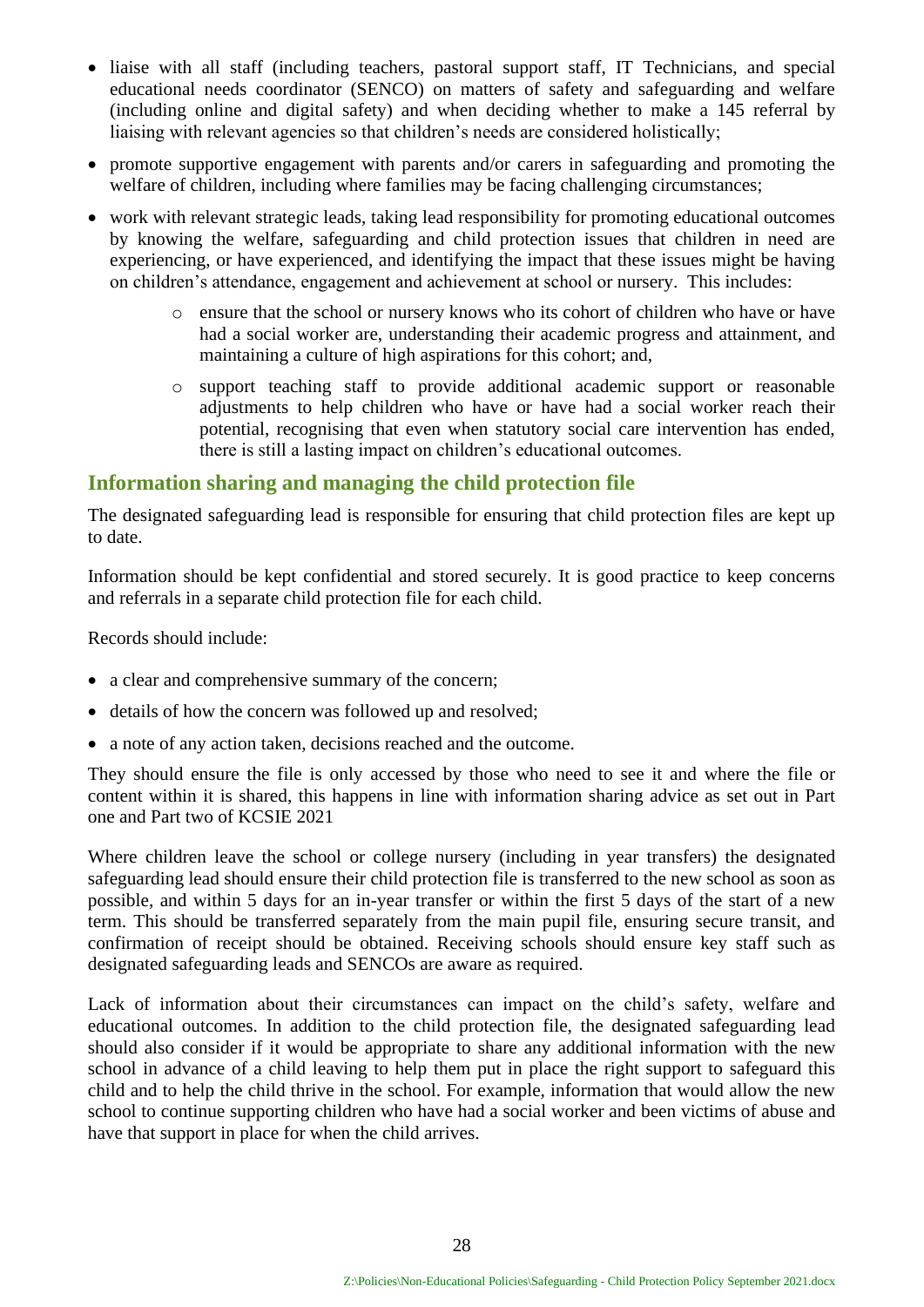- liaise with all staff (including teachers, pastoral support staff, IT Technicians, and special educational needs coordinator (SENCO) on matters of safety and safeguarding and welfare (including online and digital safety) and when deciding whether to make a 145 referral by liaising with relevant agencies so that children's needs are considered holistically;
- promote supportive engagement with parents and/or carers in safeguarding and promoting the welfare of children, including where families may be facing challenging circumstances;
- work with relevant strategic leads, taking lead responsibility for promoting educational outcomes by knowing the welfare, safeguarding and child protection issues that children in need are experiencing, or have experienced, and identifying the impact that these issues might be having on children's attendance, engagement and achievement at school or nursery. This includes:
    - ensure that the school or nursery knows who its cohort of children who have or have had a social worker are, understanding their academic progress and attainment, and maintaining a culture of high aspirations for this cohort; and,
    - support teaching staff to provide additional academic support or reasonable adjustments to help children who have or have had a social worker reach their potential, recognising that even when statutory social care intervention has ended, there is still a lasting impact on children's educational outcomes.

## Information sharing and managing the child protection file

The designated safeguarding lead is responsible for ensuring that child protection files are kept up to date.

Information should be kept confidential and stored securely. It is good practice to keep concerns and referrals in a separate child protection file for each child.

Records should include:

- a clear and comprehensive summary of the concern;
- details of how the concern was followed up and resolved;
- a note of any action taken, decisions reached and the outcome.

They should ensure the file is only accessed by those who need to see it and where the file or content within it is shared, this happens in line with information sharing advice as set out in Part one and Part two of KCSIE 2021

Where children leave the school or college nursery (including in year transfers) the designated safeguarding lead should ensure their child protection file is transferred to the new school as soon as possible, and within 5 days for an in-year transfer or within the first 5 days of the start of a new term. This should be transferred separately from the main pupil file, ensuring secure transit, and confirmation of receipt should be obtained. Receiving schools should ensure key staff such as designated safeguarding leads and SENCOs are aware as required.

Lack of information about their circumstances can impact on the child's safety, welfare and educational outcomes. In addition to the child protection file, the designated safeguarding lead should also consider if it would be appropriate to share any additional information with the new school in advance of a child leaving to help them put in place the right support to safeguard this child and to help the child thrive in the school. For example, information that would allow the new school to continue supporting children who have had a social worker and been victims of abuse and have that support in place for when the child arrives.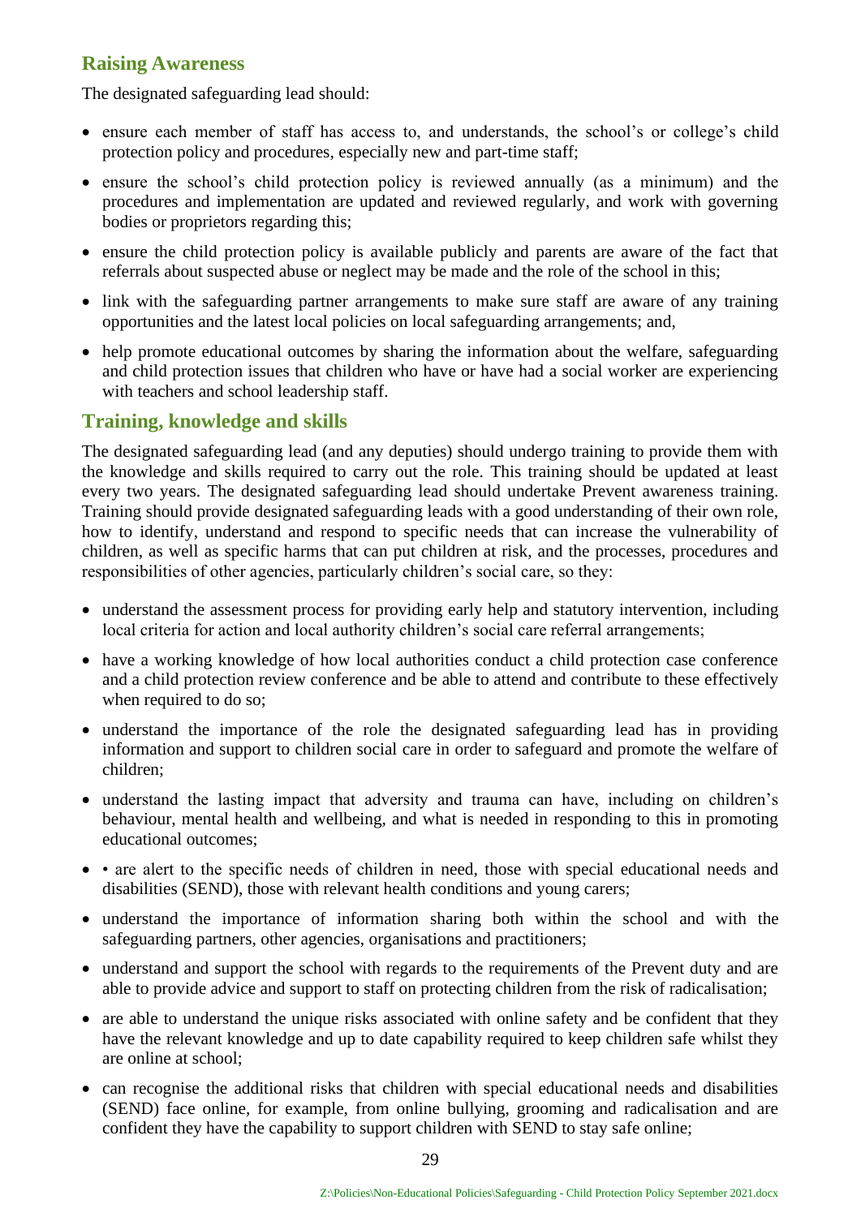## Raising Awareness

The designated safeguarding lead should:

- ensure each member of staff has access to, and understands, the school's or college's child protection policy and procedures, especially new and part-time staff;
- ensure the school's child protection policy is reviewed annually (as a minimum) and the procedures and implementation are updated and reviewed regularly, and work with governing bodies or proprietors regarding this;
- ensure the child protection policy is available publicly and parents are aware of the fact that referrals about suspected abuse or neglect may be made and the role of the school in this;
- link with the safeguarding partner arrangements to make sure staff are aware of any training opportunities and the latest local policies on local safeguarding arrangements; and,
- help promote educational outcomes by sharing the information about the welfare, safeguarding and child protection issues that children who have or have had a social worker are experiencing with teachers and school leadership staff.

## Training, knowledge and skills

The designated safeguarding lead (and any deputies) should undergo training to provide them with the knowledge and skills required to carry out the role. This training should be updated at least every two years. The designated safeguarding lead should undertake Prevent awareness training. Training should provide designated safeguarding leads with a good understanding of their own role, how to identify, understand and respond to specific needs that can increase the vulnerability of children, as well as specific harms that can put children at risk, and the processes, procedures and responsibilities of other agencies, particularly children's social care, so they:

- understand the assessment process for providing early help and statutory intervention, including local criteria for action and local authority children's social care referral arrangements;
- have a working knowledge of how local authorities conduct a child protection case conference and a child protection review conference and be able to attend and contribute to these effectively when required to do so;
- understand the importance of the role the designated safeguarding lead has in providing information and support to children social care in order to safeguard and promote the welfare of children;
- understand the lasting impact that adversity and trauma can have, including on children's behaviour, mental health and wellbeing, and what is needed in responding to this in promoting educational outcomes;
- • are alert to the specific needs of children in need, those with special educational needs and disabilities (SEND), those with relevant health conditions and young carers;
- understand the importance of information sharing both within the school and with the safeguarding partners, other agencies, organisations and practitioners;
- understand and support the school with regards to the requirements of the Prevent duty and are able to provide advice and support to staff on protecting children from the risk of radicalisation;
- are able to understand the unique risks associated with online safety and be confident that they have the relevant knowledge and up to date capability required to keep children safe whilst they are online at school;
- can recognise the additional risks that children with special educational needs and disabilities (SEND) face online, for example, from online bullying, grooming and radicalisation and are confident they have the capability to support children with SEND to stay safe online;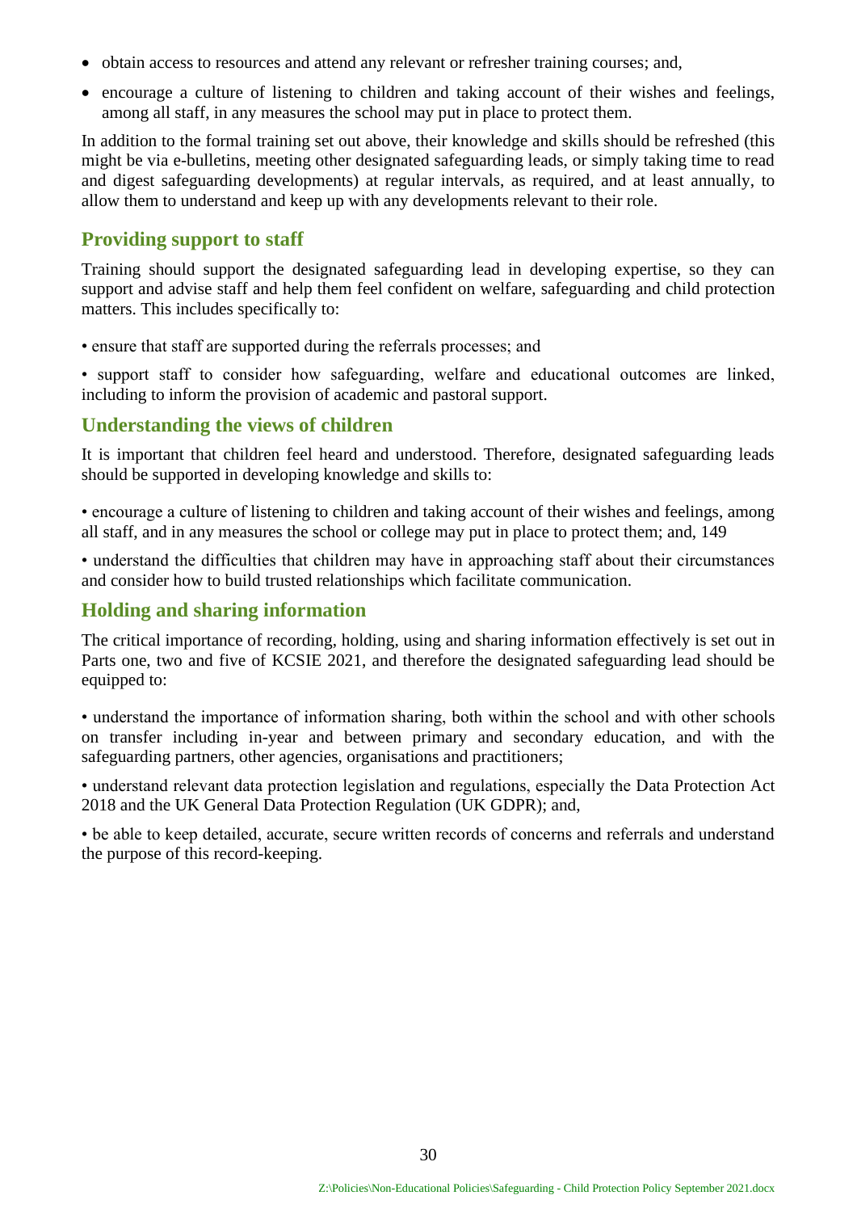- obtain access to resources and attend any relevant or refresher training courses; and,
- encourage a culture of listening to children and taking account of their wishes and feelings, among all staff, in any measures the school may put in place to protect them.

In addition to the formal training set out above, their knowledge and skills should be refreshed (this might be via e-bulletins, meeting other designated safeguarding leads, or simply taking time to read and digest safeguarding developments) at regular intervals, as required, and at least annually, to allow them to understand and keep up with any developments relevant to their role.

## Providing support to staff

Training should support the designated safeguarding lead in developing expertise, so they can support and advise staff and help them feel confident on welfare, safeguarding and child protection matters. This includes specifically to:

• ensure that staff are supported during the referrals processes; and

• support staff to consider how safeguarding, welfare and educational outcomes are linked, including to inform the provision of academic and pastoral support.

## Understanding the views of children

It is important that children feel heard and understood. Therefore, designated safeguarding leads should be supported in developing knowledge and skills to:

• encourage a culture of listening to children and taking account of their wishes and feelings, among all staff, and in any measures the school or college may put in place to protect them; and, 149

• understand the difficulties that children may have in approaching staff about their circumstances and consider how to build trusted relationships which facilitate communication.

## Holding and sharing information

The critical importance of recording, holding, using and sharing information effectively is set out in Parts one, two and five of KCSIE 2021, and therefore the designated safeguarding lead should be equipped to:

• understand the importance of information sharing, both within the school and with other schools on transfer including in-year and between primary and secondary education, and with the safeguarding partners, other agencies, organisations and practitioners;

• understand relevant data protection legislation and regulations, especially the Data Protection Act 2018 and the UK General Data Protection Regulation (UK GDPR); and,

• be able to keep detailed, accurate, secure written records of concerns and referrals and understand the purpose of this record-keeping.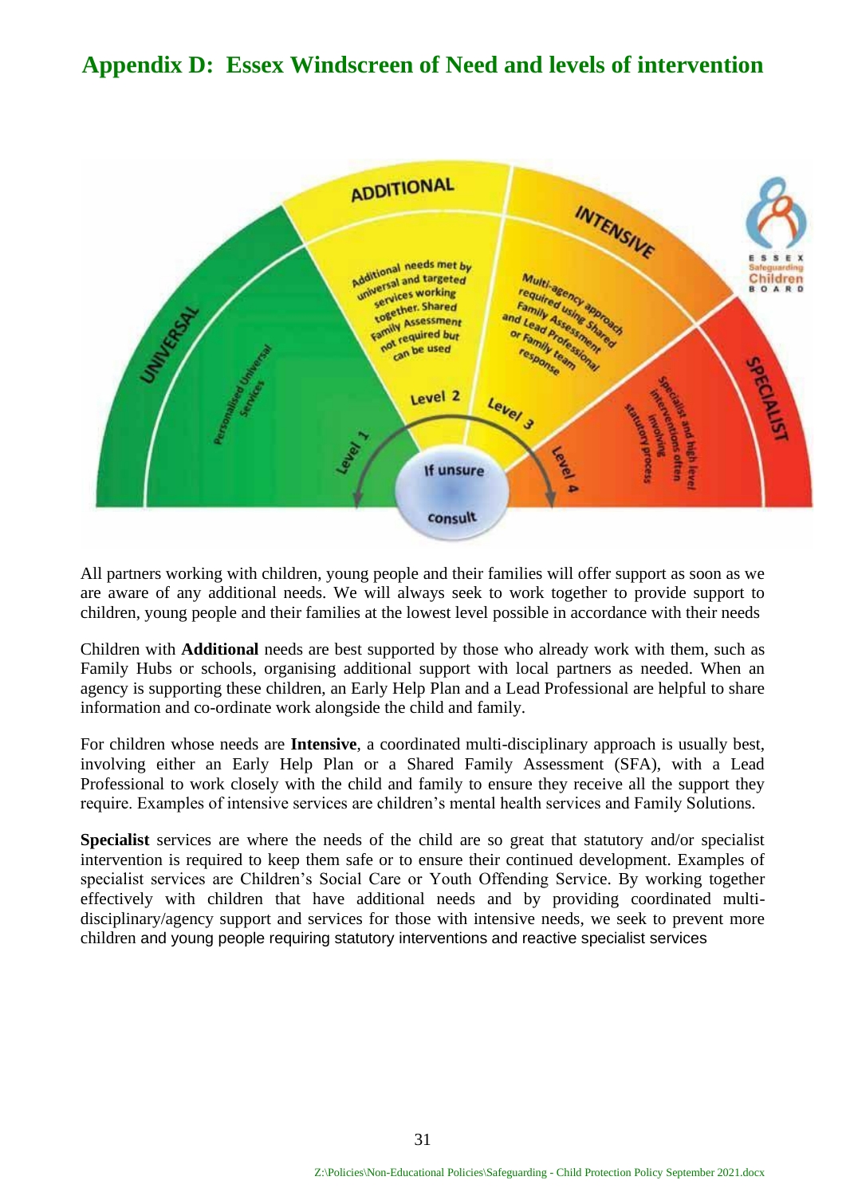# Appendix D: Essex Windscreen of Need and levels of intervention

UNIVERSAL

Personalised Universal Services

ADDITIONAL

Additional needs met by universal and targeted services working together. Shared Family Assessment not required but can be used

INTENSIVE

Multi-agency approach required using Shared Family Assessment and Lead Professional or Family team response

SPECIALIST

Specialist and high level interventions often involving statutory process

Level 1

Level 2

Level 3

Level 4

If unsure consult

ESSEX Safeguarding Children BOARD

All partners working with children, young people and their families will offer support as soon as we are aware of any additional needs. We will always seek to work together to provide support to children, young people and their families at the lowest level possible in accordance with their needs

Children with **Additional** needs are best supported by those who already work with them, such as Family Hubs or schools, organising additional support with local partners as needed. When an agency is supporting these children, an Early Help Plan and a Lead Professional are helpful to share information and co-ordinate work alongside the child and family.

For children whose needs are **Intensive**, a coordinated multi-disciplinary approach is usually best, involving either an Early Help Plan or a Shared Family Assessment (SFA), with a Lead Professional to work closely with the child and family to ensure they receive all the support they require. Examples of intensive services are children's mental health services and Family Solutions.

**Specialist** services are where the needs of the child are so great that statutory and/or specialist intervention is required to keep them safe or to ensure their continued development. Examples of specialist services are Children's Social Care or Youth Offending Service. By working together effectively with children that have additional needs and by providing coordinated multi-disciplinary/agency support and services for those with intensive needs, we seek to prevent more children and young people requiring statutory interventions and reactive specialist services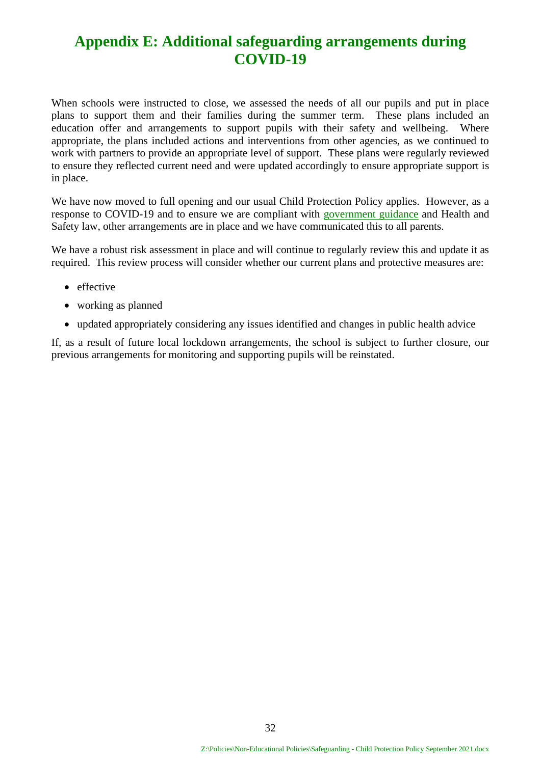# Appendix E: Additional safeguarding arrangements during COVID-19

When schools were instructed to close, we assessed the needs of all our pupils and put in place plans to support them and their families during the summer term. These plans included an education offer and arrangements to support pupils with their safety and wellbeing. Where appropriate, the plans included actions and interventions from other agencies, as we continued to work with partners to provide an appropriate level of support. These plans were regularly reviewed to ensure they reflected current need and were updated accordingly to ensure appropriate support is in place.

We have now moved to full opening and our usual Child Protection Policy applies. However, as a response to COVID-19 and to ensure we are compliant with government guidance and Health and Safety law, other arrangements are in place and we have communicated this to all parents.

We have a robust risk assessment in place and will continue to regularly review this and update it as required. This review process will consider whether our current plans and protective measures are:

- effective
- working as planned
- updated appropriately considering any issues identified and changes in public health advice

If, as a result of future local lockdown arrangements, the school is subject to further closure, our previous arrangements for monitoring and supporting pupils will be reinstated.